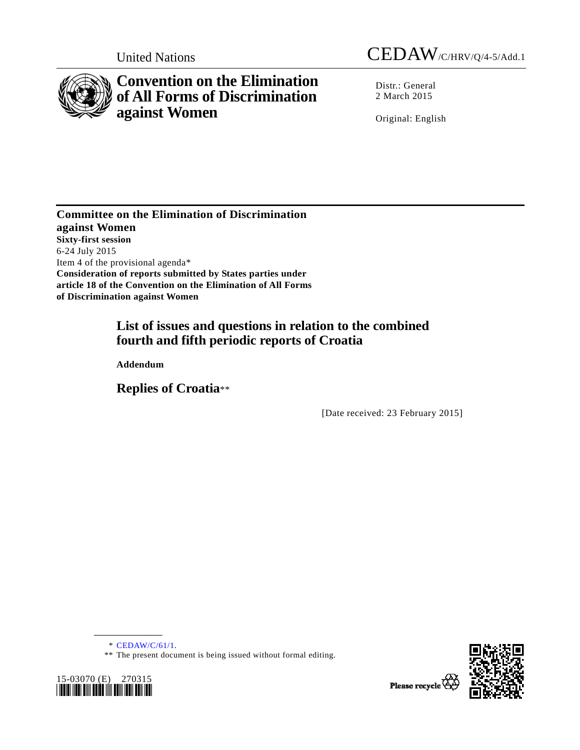United Nations

CEDAW/C/HRV/Q/4-5/Add.1

# Convention on the Elimination of All Forms of Discrimination against Women

Distr.: General
2 March 2015

Original: English

**Committee on the Elimination of Discrimination against Women**
**Sixty-first session**
6-24 July 2015
Item 4 of the provisional agenda*
**Consideration of reports submitted by States parties under article 18 of the Convention on the Elimination of All Forms of Discrimination against Women**

## List of issues and questions in relation to the combined fourth and fifth periodic reports of Croatia

**Addendum**

## Replies of Croatia**

[Date received: 23 February 2015]

---

\* CEDAW/C/61/1.

\*\* The present document is being issued without formal editing.

15-03070 (E) 270315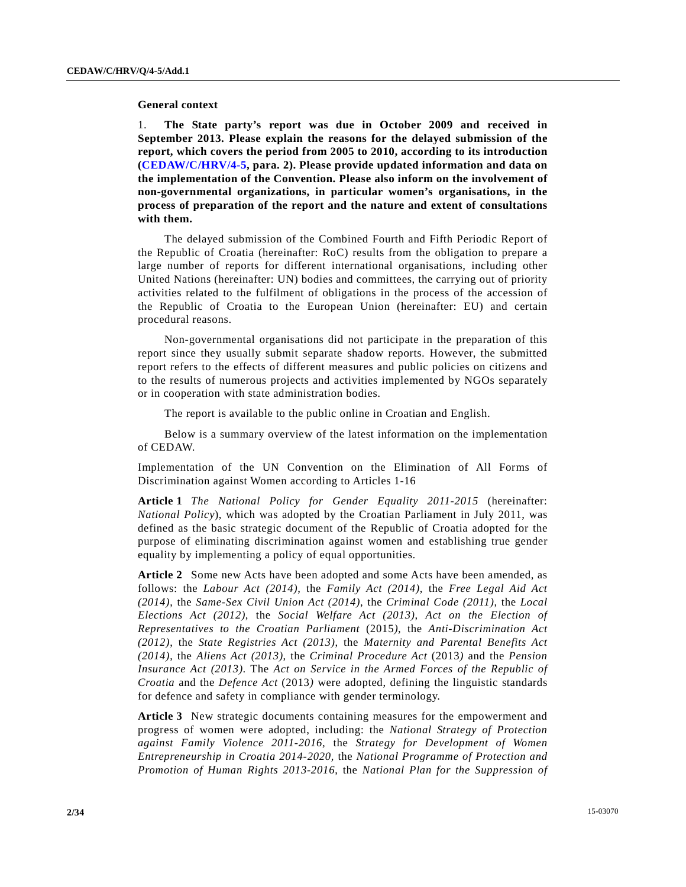**General context**

1. **The State party's report was due in October 2009 and received in September 2013. Please explain the reasons for the delayed submission of the report, which covers the period from 2005 to 2010, according to its introduction (CEDAW/C/HRV/4-5, para. 2). Please provide updated information and data on the implementation of the Convention. Please also inform on the involvement of non-governmental organizations, in particular women's organisations, in the process of preparation of the report and the nature and extent of consultations with them.**

The delayed submission of the Combined Fourth and Fifth Periodic Report of the Republic of Croatia (hereinafter: RoC) results from the obligation to prepare a large number of reports for different international organisations, including other United Nations (hereinafter: UN) bodies and committees, the carrying out of priority activities related to the fulfilment of obligations in the process of the accession of the Republic of Croatia to the European Union (hereinafter: EU) and certain procedural reasons.

Non-governmental organisations did not participate in the preparation of this report since they usually submit separate shadow reports. However, the submitted report refers to the effects of different measures and public policies on citizens and to the results of numerous projects and activities implemented by NGOs separately or in cooperation with state administration bodies.

The report is available to the public online in Croatian and English.

Below is a summary overview of the latest information on the implementation of CEDAW.

Implementation of the UN Convention on the Elimination of All Forms of Discrimination against Women according to Articles 1-16

**Article 1** *The National Policy for Gender Equality 2011-2015* (hereinafter: *National Policy*), which was adopted by the Croatian Parliament in July 2011, was defined as the basic strategic document of the Republic of Croatia adopted for the purpose of eliminating discrimination against women and establishing true gender equality by implementing a policy of equal opportunities.

**Article 2** Some new Acts have been adopted and some Acts have been amended, as follows: the *Labour Act (2014)*, the *Family Act (2014)*, the *Free Legal Aid Act (2014)*, the *Same-Sex Civil Union Act (2014)*, the *Criminal Code (2011)*, the *Local Elections Act (2012)*, the *Social Welfare Act (2013)*, *Act on the Election of Representatives to the Croatian Parliament* (2015*)*, the *Anti-Discrimination Act (2012)*, the *State Registries Act (2013)*, the *Maternity and Parental Benefits Act (2014)*, the *Aliens Act (2013)*, the *Criminal Procedure Act* (2013*)* and the *Pension Insurance Act (2013)*. The *Act on Service in the Armed Forces of the Republic of Croatia* and the *Defence Act* (2013*)* were adopted, defining the linguistic standards for defence and safety in compliance with gender terminology.

**Article 3** New strategic documents containing measures for the empowerment and progress of women were adopted, including: the *National Strategy of Protection against Family Violence 2011-2016*, the *Strategy for Development of Women Entrepreneurship in Croatia 2014-2020*, the *National Programme of Protection and Promotion of Human Rights 2013-2016*, the *National Plan for the Suppression of*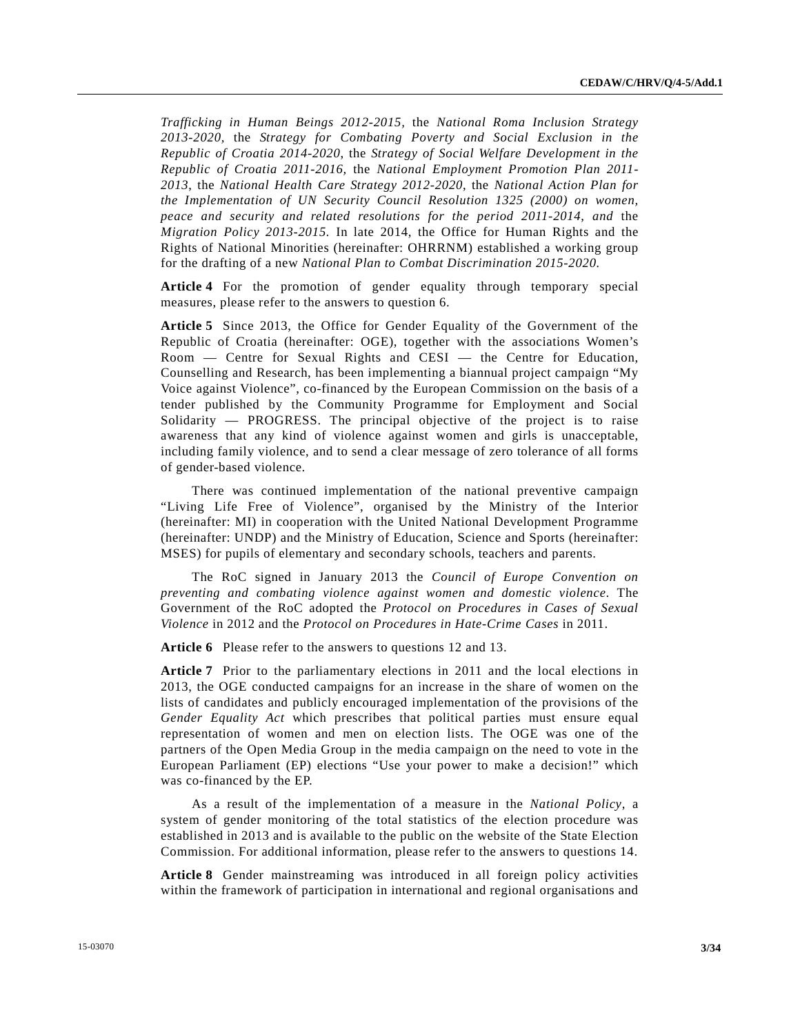*Trafficking in Human Beings 2012-2015*, the *National Roma Inclusion Strategy 2013-2020*, the *Strategy for Combating Poverty and Social Exclusion in the Republic of Croatia 2014-2020*, the *Strategy of Social Welfare Development in the Republic of Croatia 2011-2016*, the *National Employment Promotion Plan 2011-2013*, the *National Health Care Strategy 2012-2020*, the *National Action Plan for the Implementation of UN Security Council Resolution 1325 (2000) on women, peace and security and related resolutions for the period 2011-2014, and* the *Migration Policy 2013-2015*. In late 2014, the Office for Human Rights and the Rights of National Minorities (hereinafter: OHRRNM) established a working group for the drafting of a new *National Plan to Combat Discrimination 2015-2020*.

**Article 4** For the promotion of gender equality through temporary special measures, please refer to the answers to question 6.

**Article 5** Since 2013, the Office for Gender Equality of the Government of the Republic of Croatia (hereinafter: OGE), together with the associations Women's Room — Centre for Sexual Rights and CESI — the Centre for Education, Counselling and Research, has been implementing a biannual project campaign "My Voice against Violence", co-financed by the European Commission on the basis of a tender published by the Community Programme for Employment and Social Solidarity — PROGRESS. The principal objective of the project is to raise awareness that any kind of violence against women and girls is unacceptable, including family violence, and to send a clear message of zero tolerance of all forms of gender-based violence.

There was continued implementation of the national preventive campaign "Living Life Free of Violence", organised by the Ministry of the Interior (hereinafter: MI) in cooperation with the United National Development Programme (hereinafter: UNDP) and the Ministry of Education, Science and Sports (hereinafter: MSES) for pupils of elementary and secondary schools, teachers and parents.

The RoC signed in January 2013 the *Council of Europe Convention on preventing and combating violence against women and domestic violence*. The Government of the RoC adopted the *Protocol on Procedures in Cases of Sexual Violence* in 2012 and the *Protocol on Procedures in Hate-Crime Cases* in 2011.

**Article 6** Please refer to the answers to questions 12 and 13.

**Article 7** Prior to the parliamentary elections in 2011 and the local elections in 2013, the OGE conducted campaigns for an increase in the share of women on the lists of candidates and publicly encouraged implementation of the provisions of the *Gender Equality Act* which prescribes that political parties must ensure equal representation of women and men on election lists. The OGE was one of the partners of the Open Media Group in the media campaign on the need to vote in the European Parliament (EP) elections "Use your power to make a decision!" which was co-financed by the EP.

As a result of the implementation of a measure in the *National Policy*, a system of gender monitoring of the total statistics of the election procedure was established in 2013 and is available to the public on the website of the State Election Commission. For additional information, please refer to the answers to questions 14.

**Article 8** Gender mainstreaming was introduced in all foreign policy activities within the framework of participation in international and regional organisations and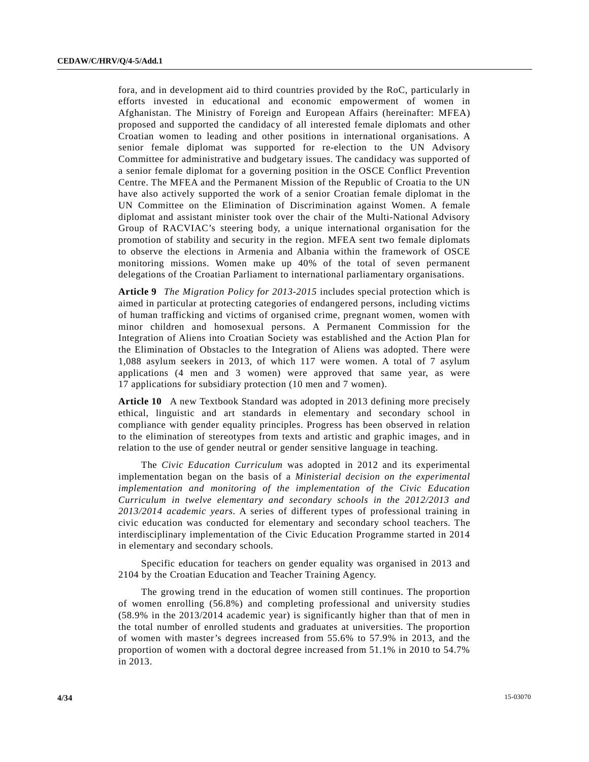fora, and in development aid to third countries provided by the RoC, particularly in efforts invested in educational and economic empowerment of women in Afghanistan. The Ministry of Foreign and European Affairs (hereinafter: MFEA) proposed and supported the candidacy of all interested female diplomats and other Croatian women to leading and other positions in international organisations. A senior female diplomat was supported for re-election to the UN Advisory Committee for administrative and budgetary issues. The candidacy was supported of a senior female diplomat for a governing position in the OSCE Conflict Prevention Centre. The MFEA and the Permanent Mission of the Republic of Croatia to the UN have also actively supported the work of a senior Croatian female diplomat in the UN Committee on the Elimination of Discrimination against Women. A female diplomat and assistant minister took over the chair of the Multi-National Advisory Group of RACVIAC's steering body, a unique international organisation for the promotion of stability and security in the region. MFEA sent two female diplomats to observe the elections in Armenia and Albania within the framework of OSCE monitoring missions. Women make up 40% of the total of seven permanent delegations of the Croatian Parliament to international parliamentary organisations.

**Article 9** *The Migration Policy for 2013-2015* includes special protection which is aimed in particular at protecting categories of endangered persons, including victims of human trafficking and victims of organised crime, pregnant women, women with minor children and homosexual persons. A Permanent Commission for the Integration of Aliens into Croatian Society was established and the Action Plan for the Elimination of Obstacles to the Integration of Aliens was adopted. There were 1,088 asylum seekers in 2013, of which 117 were women. A total of 7 asylum applications (4 men and 3 women) were approved that same year, as were 17 applications for subsidiary protection (10 men and 7 women).

**Article 10** A new Textbook Standard was adopted in 2013 defining more precisely ethical, linguistic and art standards in elementary and secondary school in compliance with gender equality principles. Progress has been observed in relation to the elimination of stereotypes from texts and artistic and graphic images, and in relation to the use of gender neutral or gender sensitive language in teaching.

The *Civic Education Curriculum* was adopted in 2012 and its experimental implementation began on the basis of a *Ministerial decision on the experimental implementation and monitoring of the implementation of the Civic Education Curriculum in twelve elementary and secondary schools in the 2012/2013 and 2013/2014 academic years*. A series of different types of professional training in civic education was conducted for elementary and secondary school teachers. The interdisciplinary implementation of the Civic Education Programme started in 2014 in elementary and secondary schools.

Specific education for teachers on gender equality was organised in 2013 and 2104 by the Croatian Education and Teacher Training Agency.

The growing trend in the education of women still continues. The proportion of women enrolling (56.8%) and completing professional and university studies (58.9% in the 2013/2014 academic year) is significantly higher than that of men in the total number of enrolled students and graduates at universities. The proportion of women with master's degrees increased from 55.6% to 57.9% in 2013, and the proportion of women with a doctoral degree increased from 51.1% in 2010 to 54.7% in 2013.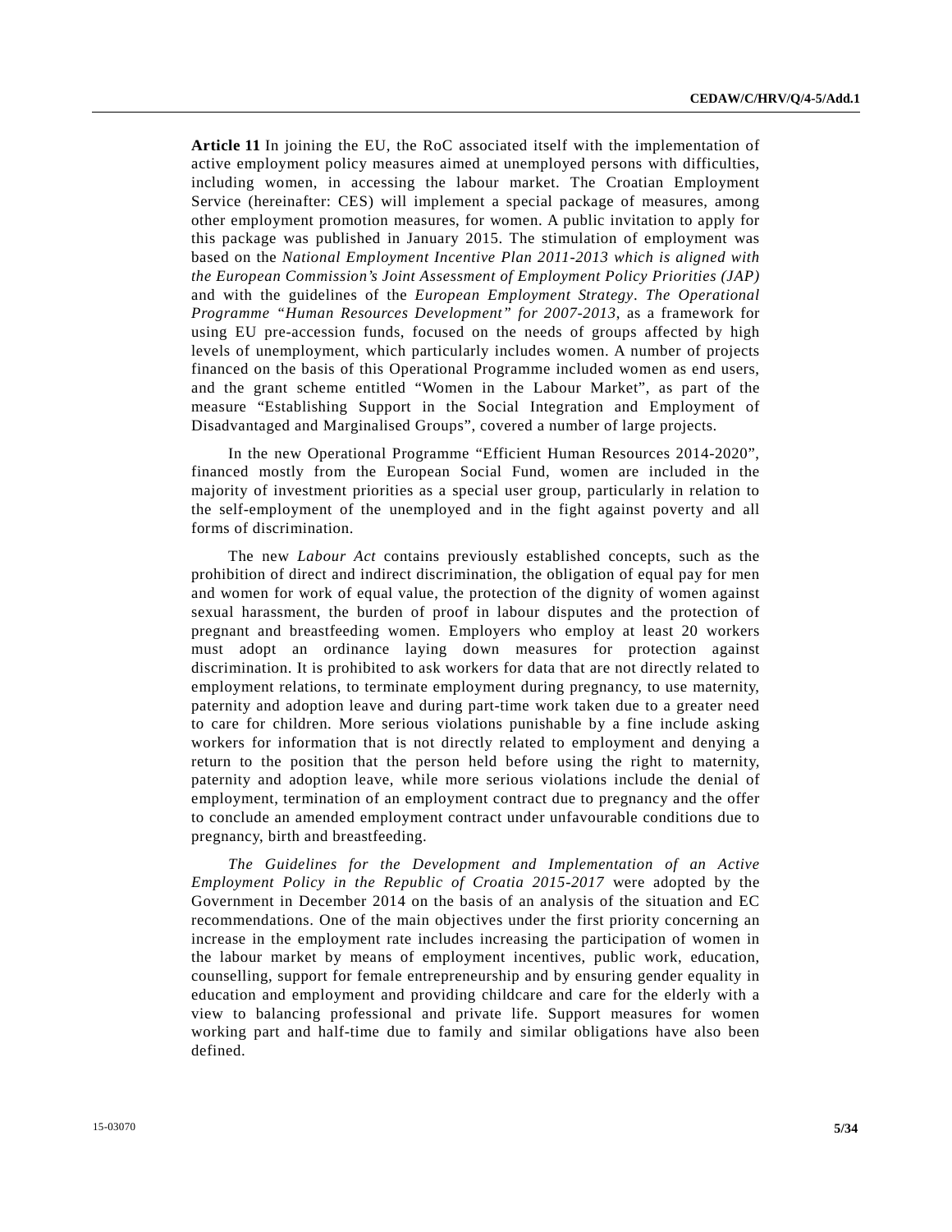**Article 11** In joining the EU, the RoC associated itself with the implementation of active employment policy measures aimed at unemployed persons with difficulties, including women, in accessing the labour market. The Croatian Employment Service (hereinafter: CES) will implement a special package of measures, among other employment promotion measures, for women. A public invitation to apply for this package was published in January 2015. The stimulation of employment was based on the *National Employment Incentive Plan 2011-2013 which is aligned with the European Commission's Joint Assessment of Employment Policy Priorities (JAP)* and with the guidelines of the *European Employment Strategy*. *The Operational Programme "Human Resources Development" for 2007-2013*, as a framework for using EU pre-accession funds, focused on the needs of groups affected by high levels of unemployment, which particularly includes women. A number of projects financed on the basis of this Operational Programme included women as end users, and the grant scheme entitled "Women in the Labour Market", as part of the measure "Establishing Support in the Social Integration and Employment of Disadvantaged and Marginalised Groups", covered a number of large projects.

In the new Operational Programme "Efficient Human Resources 2014-2020", financed mostly from the European Social Fund, women are included in the majority of investment priorities as a special user group, particularly in relation to the self-employment of the unemployed and in the fight against poverty and all forms of discrimination.

The new *Labour Act* contains previously established concepts, such as the prohibition of direct and indirect discrimination, the obligation of equal pay for men and women for work of equal value, the protection of the dignity of women against sexual harassment, the burden of proof in labour disputes and the protection of pregnant and breastfeeding women. Employers who employ at least 20 workers must adopt an ordinance laying down measures for protection against discrimination. It is prohibited to ask workers for data that are not directly related to employment relations, to terminate employment during pregnancy, to use maternity, paternity and adoption leave and during part-time work taken due to a greater need to care for children. More serious violations punishable by a fine include asking workers for information that is not directly related to employment and denying a return to the position that the person held before using the right to maternity, paternity and adoption leave, while more serious violations include the denial of employment, termination of an employment contract due to pregnancy and the offer to conclude an amended employment contract under unfavourable conditions due to pregnancy, birth and breastfeeding.

*The Guidelines for the Development and Implementation of an Active Employment Policy in the Republic of Croatia 2015-2017* were adopted by the Government in December 2014 on the basis of an analysis of the situation and EC recommendations. One of the main objectives under the first priority concerning an increase in the employment rate includes increasing the participation of women in the labour market by means of employment incentives, public work, education, counselling, support for female entrepreneurship and by ensuring gender equality in education and employment and providing childcare and care for the elderly with a view to balancing professional and private life. Support measures for women working part and half-time due to family and similar obligations have also been defined.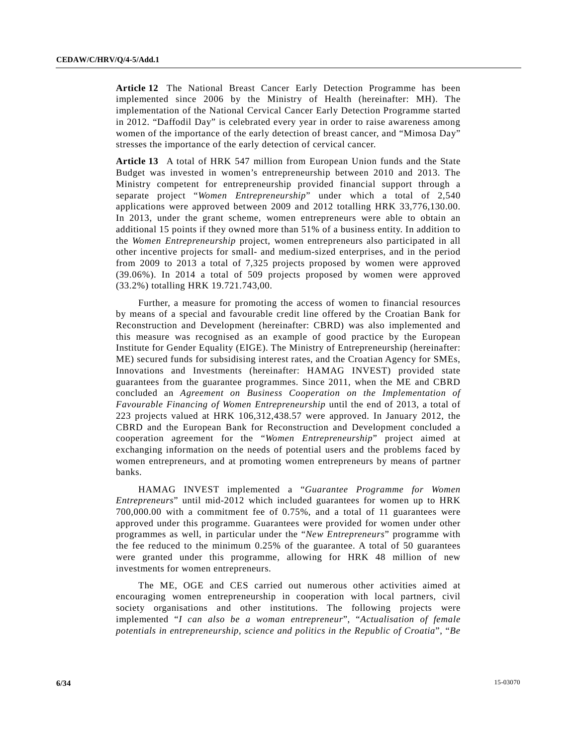**Article 12** The National Breast Cancer Early Detection Programme has been implemented since 2006 by the Ministry of Health (hereinafter: MH). The implementation of the National Cervical Cancer Early Detection Programme started in 2012. "Daffodil Day" is celebrated every year in order to raise awareness among women of the importance of the early detection of breast cancer, and "Mimosa Day" stresses the importance of the early detection of cervical cancer.

**Article 13** A total of HRK 547 million from European Union funds and the State Budget was invested in women's entrepreneurship between 2010 and 2013. The Ministry competent for entrepreneurship provided financial support through a separate project "*Women Entrepreneurship*" under which a total of 2,540 applications were approved between 2009 and 2012 totalling HRK 33,776,130.00. In 2013, under the grant scheme, women entrepreneurs were able to obtain an additional 15 points if they owned more than 51% of a business entity. In addition to the *Women Entrepreneurship* project, women entrepreneurs also participated in all other incentive projects for small- and medium-sized enterprises, and in the period from 2009 to 2013 a total of 7,325 projects proposed by women were approved (39.06%). In 2014 a total of 509 projects proposed by women were approved (33.2%) totalling HRK 19.721.743,00.

Further, a measure for promoting the access of women to financial resources by means of a special and favourable credit line offered by the Croatian Bank for Reconstruction and Development (hereinafter: CBRD) was also implemented and this measure was recognised as an example of good practice by the European Institute for Gender Equality (EIGE). The Ministry of Entrepreneurship (hereinafter: ME) secured funds for subsidising interest rates, and the Croatian Agency for SMEs, Innovations and Investments (hereinafter: HAMAG INVEST) provided state guarantees from the guarantee programmes. Since 2011, when the ME and CBRD concluded an *Agreement on Business Cooperation on the Implementation of Favourable Financing of Women Entrepreneurship* until the end of 2013, a total of 223 projects valued at HRK 106,312,438.57 were approved. In January 2012, the CBRD and the European Bank for Reconstruction and Development concluded a cooperation agreement for the "*Women Entrepreneurship*" project aimed at exchanging information on the needs of potential users and the problems faced by women entrepreneurs, and at promoting women entrepreneurs by means of partner banks.

HAMAG INVEST implemented a "*Guarantee Programme for Women Entrepreneurs*" until mid-2012 which included guarantees for women up to HRK 700,000.00 with a commitment fee of 0.75%, and a total of 11 guarantees were approved under this programme. Guarantees were provided for women under other programmes as well, in particular under the "*New Entrepreneurs*" programme with the fee reduced to the minimum 0.25% of the guarantee. A total of 50 guarantees were granted under this programme, allowing for HRK 48 million of new investments for women entrepreneurs.

The ME, OGE and CES carried out numerous other activities aimed at encouraging women entrepreneurship in cooperation with local partners, civil society organisations and other institutions. The following projects were implemented "*I can also be a woman entrepreneur*", "*Actualisation of female potentials in entrepreneurship, science and politics in the Republic of Croatia*", "*Be*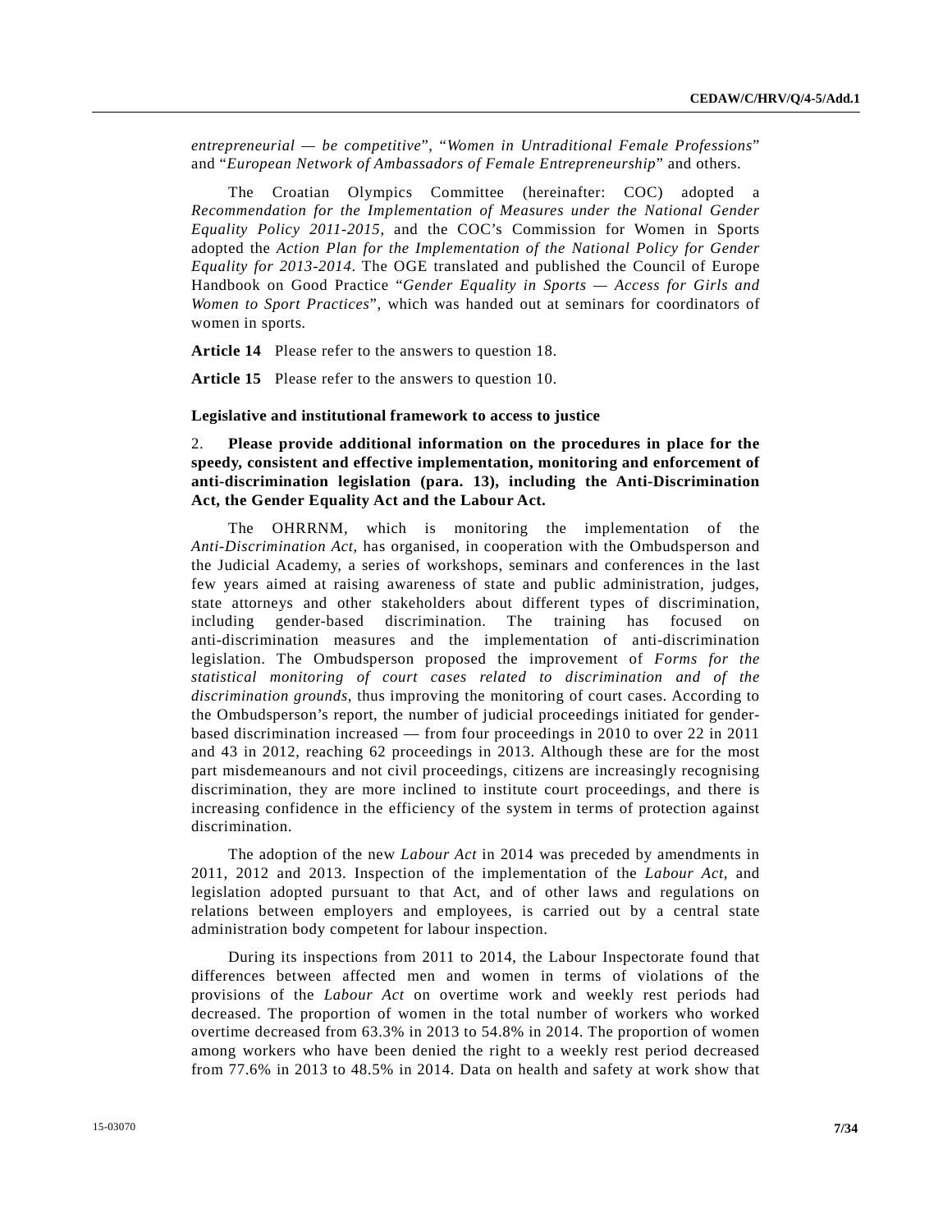*entrepreneurial — be competitive*", "*Women in Untraditional Female Professions*" and "*European Network of Ambassadors of Female Entrepreneurship*" and others.

The Croatian Olympics Committee (hereinafter: COC) adopted a *Recommendation for the Implementation of Measures under the National Gender Equality Policy 2011-2015*, and the COC's Commission for Women in Sports adopted the *Action Plan for the Implementation of the National Policy for Gender Equality for 2013-2014*. The OGE translated and published the Council of Europe Handbook on Good Practice "*Gender Equality in Sports — Access for Girls and Women to Sport Practices*", which was handed out at seminars for coordinators of women in sports.

**Article 14** Please refer to the answers to question 18.

**Article 15** Please refer to the answers to question 10.

### Legislative and institutional framework to access to justice

2. **Please provide additional information on the procedures in place for the speedy, consistent and effective implementation, monitoring and enforcement of anti-discrimination legislation (para. 13), including the Anti-Discrimination Act, the Gender Equality Act and the Labour Act.**

The OHRRNM, which is monitoring the implementation of the *Anti-Discrimination Act*, has organised, in cooperation with the Ombudsperson and the Judicial Academy, a series of workshops, seminars and conferences in the last few years aimed at raising awareness of state and public administration, judges, state attorneys and other stakeholders about different types of discrimination, including gender-based discrimination. The training has focused on anti-discrimination measures and the implementation of anti-discrimination legislation. The Ombudsperson proposed the improvement of *Forms for the statistical monitoring of court cases related to discrimination and of the discrimination grounds*, thus improving the monitoring of court cases. According to the Ombudsperson's report, the number of judicial proceedings initiated for gender-based discrimination increased — from four proceedings in 2010 to over 22 in 2011 and 43 in 2012, reaching 62 proceedings in 2013. Although these are for the most part misdemeanours and not civil proceedings, citizens are increasingly recognising discrimination, they are more inclined to institute court proceedings, and there is increasing confidence in the efficiency of the system in terms of protection against discrimination.

The adoption of the new *Labour Act* in 2014 was preceded by amendments in 2011, 2012 and 2013. Inspection of the implementation of the *Labour Act*, and legislation adopted pursuant to that Act, and of other laws and regulations on relations between employers and employees, is carried out by a central state administration body competent for labour inspection.

During its inspections from 2011 to 2014, the Labour Inspectorate found that differences between affected men and women in terms of violations of the provisions of the *Labour Act* on overtime work and weekly rest periods had decreased. The proportion of women in the total number of workers who worked overtime decreased from 63.3% in 2013 to 54.8% in 2014. The proportion of women among workers who have been denied the right to a weekly rest period decreased from 77.6% in 2013 to 48.5% in 2014. Data on health and safety at work show that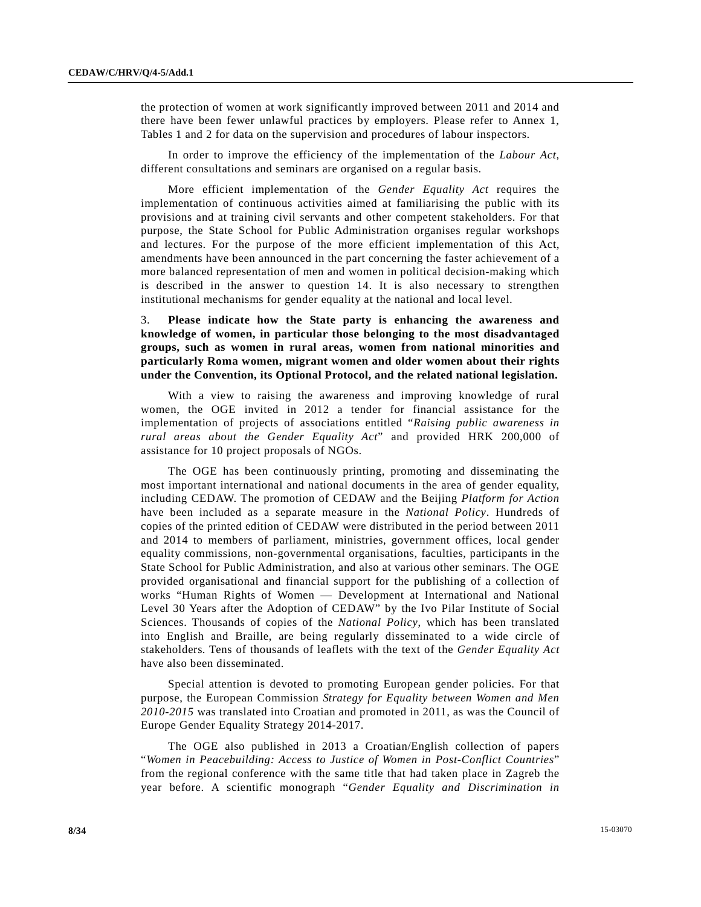the protection of women at work significantly improved between 2011 and 2014 and there have been fewer unlawful practices by employers. Please refer to Annex 1, Tables 1 and 2 for data on the supervision and procedures of labour inspectors.

In order to improve the efficiency of the implementation of the *Labour Act*, different consultations and seminars are organised on a regular basis.

More efficient implementation of the *Gender Equality Act* requires the implementation of continuous activities aimed at familiarising the public with its provisions and at training civil servants and other competent stakeholders. For that purpose, the State School for Public Administration organises regular workshops and lectures. For the purpose of the more efficient implementation of this Act, amendments have been announced in the part concerning the faster achievement of a more balanced representation of men and women in political decision-making which is described in the answer to question 14. It is also necessary to strengthen institutional mechanisms for gender equality at the national and local level.

3. **Please indicate how the State party is enhancing the awareness and knowledge of women, in particular those belonging to the most disadvantaged groups, such as women in rural areas, women from national minorities and particularly Roma women, migrant women and older women about their rights under the Convention, its Optional Protocol, and the related national legislation.**

With a view to raising the awareness and improving knowledge of rural women, the OGE invited in 2012 a tender for financial assistance for the implementation of projects of associations entitled "*Raising public awareness in rural areas about the Gender Equality Act*" and provided HRK 200,000 of assistance for 10 project proposals of NGOs.

The OGE has been continuously printing, promoting and disseminating the most important international and national documents in the area of gender equality, including CEDAW. The promotion of CEDAW and the Beijing *Platform for Action* have been included as a separate measure in the *National Policy*. Hundreds of copies of the printed edition of CEDAW were distributed in the period between 2011 and 2014 to members of parliament, ministries, government offices, local gender equality commissions, non-governmental organisations, faculties, participants in the State School for Public Administration, and also at various other seminars. The OGE provided organisational and financial support for the publishing of a collection of works "Human Rights of Women — Development at International and National Level 30 Years after the Adoption of CEDAW" by the Ivo Pilar Institute of Social Sciences. Thousands of copies of the *National Policy*, which has been translated into English and Braille, are being regularly disseminated to a wide circle of stakeholders. Tens of thousands of leaflets with the text of the *Gender Equality Act* have also been disseminated.

Special attention is devoted to promoting European gender policies. For that purpose, the European Commission *Strategy for Equality between Women and Men 2010-2015* was translated into Croatian and promoted in 2011, as was the Council of Europe Gender Equality Strategy 2014-2017.

The OGE also published in 2013 a Croatian/English collection of papers "*Women in Peacebuilding: Access to Justice of Women in Post-Conflict Countries*" from the regional conference with the same title that had taken place in Zagreb the year before. A scientific monograph "*Gender Equality and Discrimination in*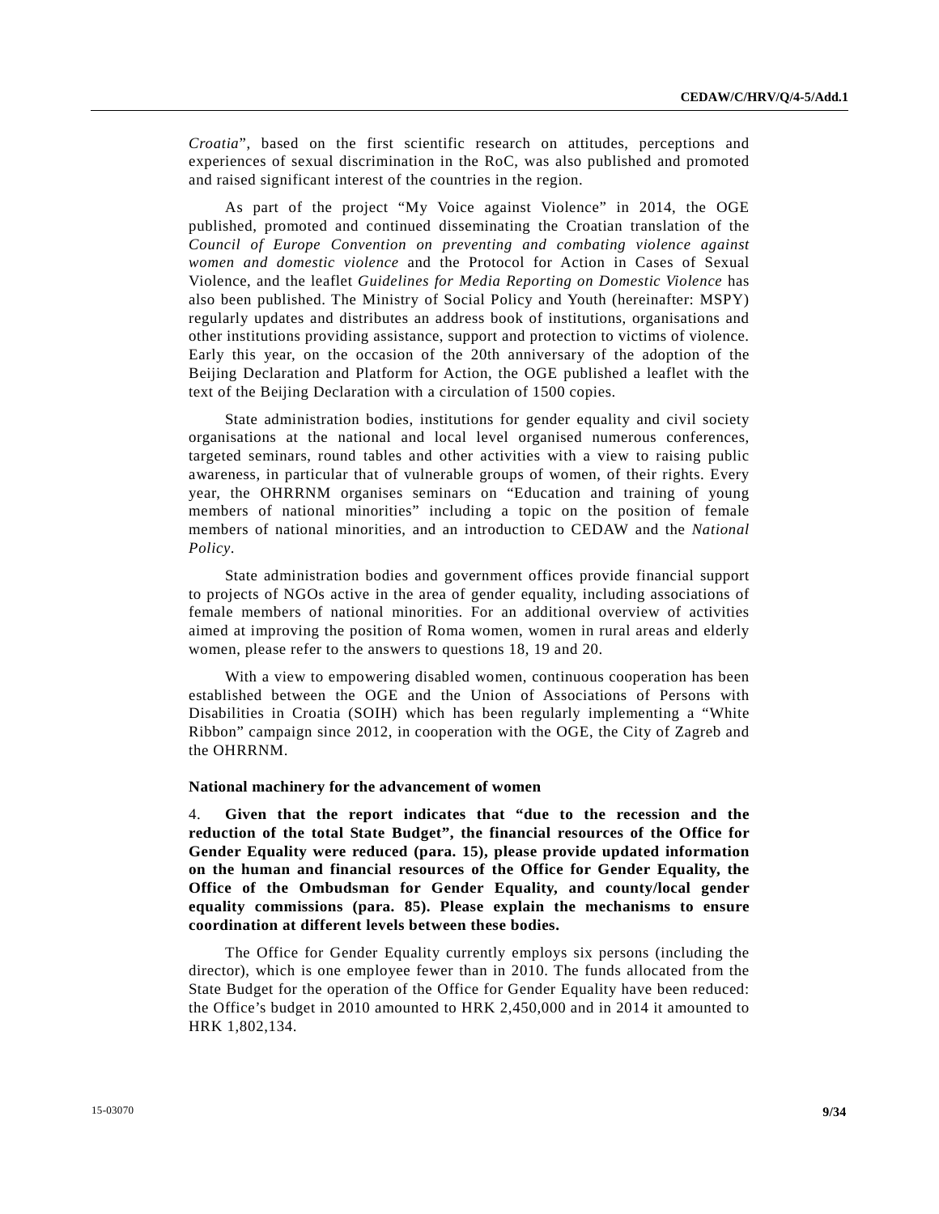*Croatia*", based on the first scientific research on attitudes, perceptions and experiences of sexual discrimination in the RoC, was also published and promoted and raised significant interest of the countries in the region.

As part of the project "My Voice against Violence" in 2014, the OGE published, promoted and continued disseminating the Croatian translation of the *Council of Europe Convention on preventing and combating violence against women and domestic violence* and the Protocol for Action in Cases of Sexual Violence, and the leaflet *Guidelines for Media Reporting on Domestic Violence* has also been published. The Ministry of Social Policy and Youth (hereinafter: MSPY) regularly updates and distributes an address book of institutions, organisations and other institutions providing assistance, support and protection to victims of violence. Early this year, on the occasion of the 20th anniversary of the adoption of the Beijing Declaration and Platform for Action, the OGE published a leaflet with the text of the Beijing Declaration with a circulation of 1500 copies.

State administration bodies, institutions for gender equality and civil society organisations at the national and local level organised numerous conferences, targeted seminars, round tables and other activities with a view to raising public awareness, in particular that of vulnerable groups of women, of their rights. Every year, the OHRRNM organises seminars on "Education and training of young members of national minorities" including a topic on the position of female members of national minorities, and an introduction to CEDAW and the *National Policy*.

State administration bodies and government offices provide financial support to projects of NGOs active in the area of gender equality, including associations of female members of national minorities. For an additional overview of activities aimed at improving the position of Roma women, women in rural areas and elderly women, please refer to the answers to questions 18, 19 and 20.

With a view to empowering disabled women, continuous cooperation has been established between the OGE and the Union of Associations of Persons with Disabilities in Croatia (SOIH) which has been regularly implementing a "White Ribbon" campaign since 2012, in cooperation with the OGE, the City of Zagreb and the OHRRNM.

**National machinery for the advancement of women**

4. **Given that the report indicates that "due to the recession and the reduction of the total State Budget", the financial resources of the Office for Gender Equality were reduced (para. 15), please provide updated information on the human and financial resources of the Office for Gender Equality, the Office of the Ombudsman for Gender Equality, and county/local gender equality commissions (para. 85). Please explain the mechanisms to ensure coordination at different levels between these bodies.**

The Office for Gender Equality currently employs six persons (including the director), which is one employee fewer than in 2010. The funds allocated from the State Budget for the operation of the Office for Gender Equality have been reduced: the Office's budget in 2010 amounted to HRK 2,450,000 and in 2014 it amounted to HRK 1,802,134.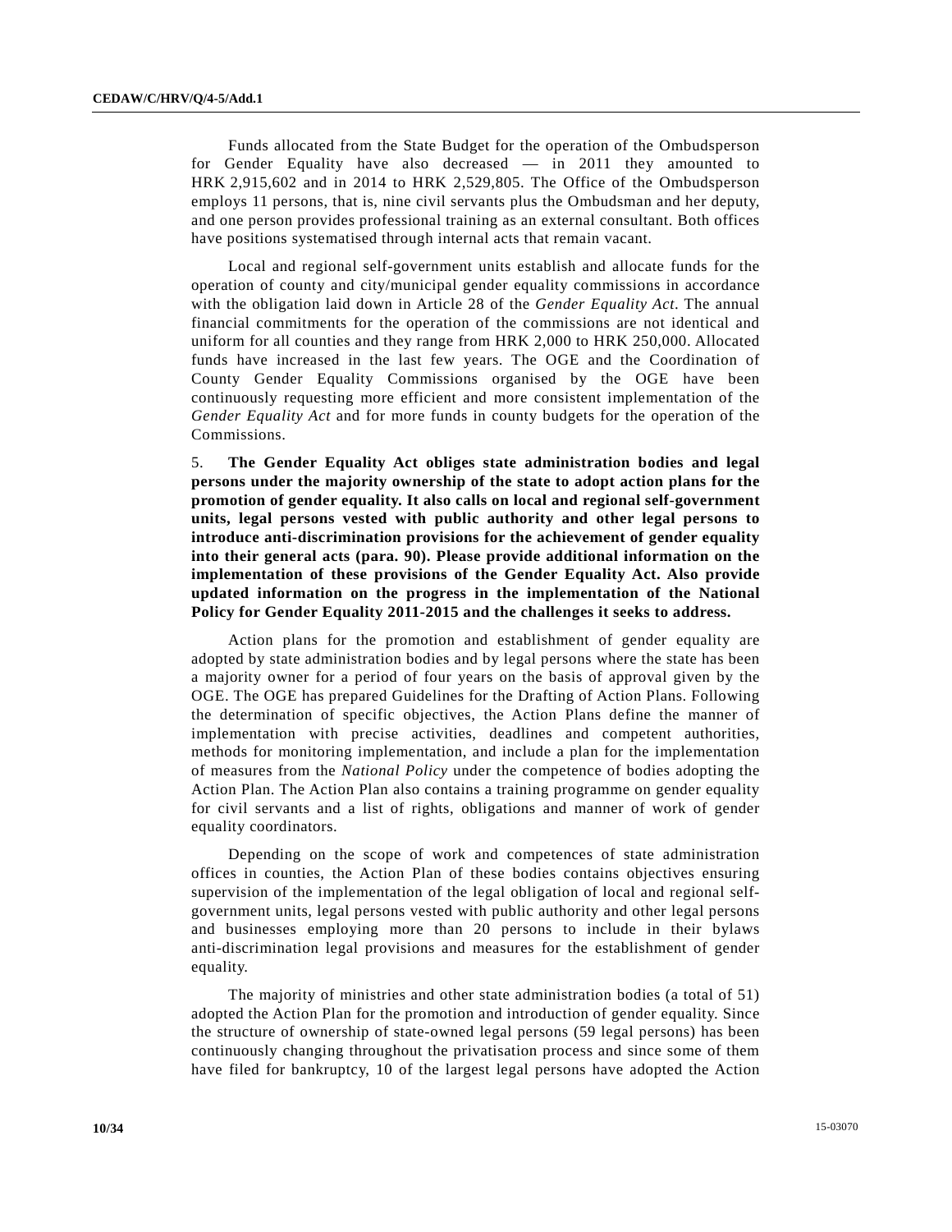Funds allocated from the State Budget for the operation of the Ombudsperson for Gender Equality have also decreased — in 2011 they amounted to HRK 2,915,602 and in 2014 to HRK 2,529,805. The Office of the Ombudsperson employs 11 persons, that is, nine civil servants plus the Ombudsman and her deputy, and one person provides professional training as an external consultant. Both offices have positions systematised through internal acts that remain vacant.

Local and regional self-government units establish and allocate funds for the operation of county and city/municipal gender equality commissions in accordance with the obligation laid down in Article 28 of the *Gender Equality Act*. The annual financial commitments for the operation of the commissions are not identical and uniform for all counties and they range from HRK 2,000 to HRK 250,000. Allocated funds have increased in the last few years. The OGE and the Coordination of County Gender Equality Commissions organised by the OGE have been continuously requesting more efficient and more consistent implementation of the *Gender Equality Act* and for more funds in county budgets for the operation of the Commissions.

5. **The Gender Equality Act obliges state administration bodies and legal persons under the majority ownership of the state to adopt action plans for the promotion of gender equality. It also calls on local and regional self-government units, legal persons vested with public authority and other legal persons to introduce anti-discrimination provisions for the achievement of gender equality into their general acts (para. 90). Please provide additional information on the implementation of these provisions of the Gender Equality Act. Also provide updated information on the progress in the implementation of the National Policy for Gender Equality 2011-2015 and the challenges it seeks to address.**

Action plans for the promotion and establishment of gender equality are adopted by state administration bodies and by legal persons where the state has been a majority owner for a period of four years on the basis of approval given by the OGE. The OGE has prepared Guidelines for the Drafting of Action Plans. Following the determination of specific objectives, the Action Plans define the manner of implementation with precise activities, deadlines and competent authorities, methods for monitoring implementation, and include a plan for the implementation of measures from the *National Policy* under the competence of bodies adopting the Action Plan. The Action Plan also contains a training programme on gender equality for civil servants and a list of rights, obligations and manner of work of gender equality coordinators.

Depending on the scope of work and competences of state administration offices in counties, the Action Plan of these bodies contains objectives ensuring supervision of the implementation of the legal obligation of local and regional self-government units, legal persons vested with public authority and other legal persons and businesses employing more than 20 persons to include in their bylaws anti-discrimination legal provisions and measures for the establishment of gender equality.

The majority of ministries and other state administration bodies (a total of 51) adopted the Action Plan for the promotion and introduction of gender equality. Since the structure of ownership of state-owned legal persons (59 legal persons) has been continuously changing throughout the privatisation process and since some of them have filed for bankruptcy, 10 of the largest legal persons have adopted the Action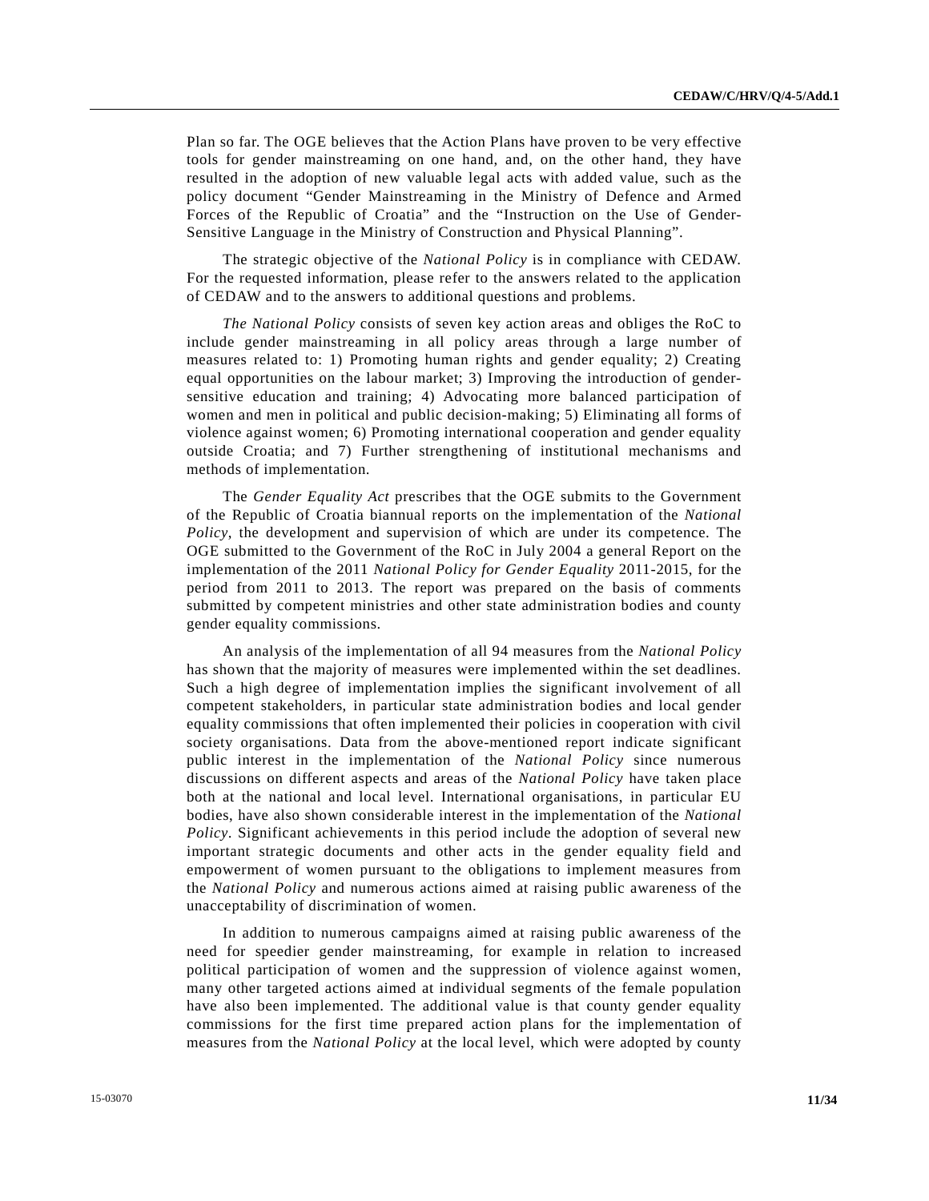Plan so far. The OGE believes that the Action Plans have proven to be very effective tools for gender mainstreaming on one hand, and, on the other hand, they have resulted in the adoption of new valuable legal acts with added value, such as the policy document "Gender Mainstreaming in the Ministry of Defence and Armed Forces of the Republic of Croatia" and the "Instruction on the Use of Gender-Sensitive Language in the Ministry of Construction and Physical Planning".

The strategic objective of the *National Policy* is in compliance with CEDAW. For the requested information, please refer to the answers related to the application of CEDAW and to the answers to additional questions and problems.

*The National Policy* consists of seven key action areas and obliges the RoC to include gender mainstreaming in all policy areas through a large number of measures related to: 1) Promoting human rights and gender equality; 2) Creating equal opportunities on the labour market; 3) Improving the introduction of gender-sensitive education and training; 4) Advocating more balanced participation of women and men in political and public decision-making; 5) Eliminating all forms of violence against women; 6) Promoting international cooperation and gender equality outside Croatia; and 7) Further strengthening of institutional mechanisms and methods of implementation.

The *Gender Equality Act* prescribes that the OGE submits to the Government of the Republic of Croatia biannual reports on the implementation of the *National Policy*, the development and supervision of which are under its competence. The OGE submitted to the Government of the RoC in July 2004 a general Report on the implementation of the 2011 *National Policy for Gender Equality* 2011-2015, for the period from 2011 to 2013. The report was prepared on the basis of comments submitted by competent ministries and other state administration bodies and county gender equality commissions.

An analysis of the implementation of all 94 measures from the *National Policy* has shown that the majority of measures were implemented within the set deadlines. Such a high degree of implementation implies the significant involvement of all competent stakeholders, in particular state administration bodies and local gender equality commissions that often implemented their policies in cooperation with civil society organisations. Data from the above-mentioned report indicate significant public interest in the implementation of the *National Policy* since numerous discussions on different aspects and areas of the *National Policy* have taken place both at the national and local level. International organisations, in particular EU bodies, have also shown considerable interest in the implementation of the *National Policy*. Significant achievements in this period include the adoption of several new important strategic documents and other acts in the gender equality field and empowerment of women pursuant to the obligations to implement measures from the *National Policy* and numerous actions aimed at raising public awareness of the unacceptability of discrimination of women.

In addition to numerous campaigns aimed at raising public awareness of the need for speedier gender mainstreaming, for example in relation to increased political participation of women and the suppression of violence against women, many other targeted actions aimed at individual segments of the female population have also been implemented. The additional value is that county gender equality commissions for the first time prepared action plans for the implementation of measures from the *National Policy* at the local level, which were adopted by county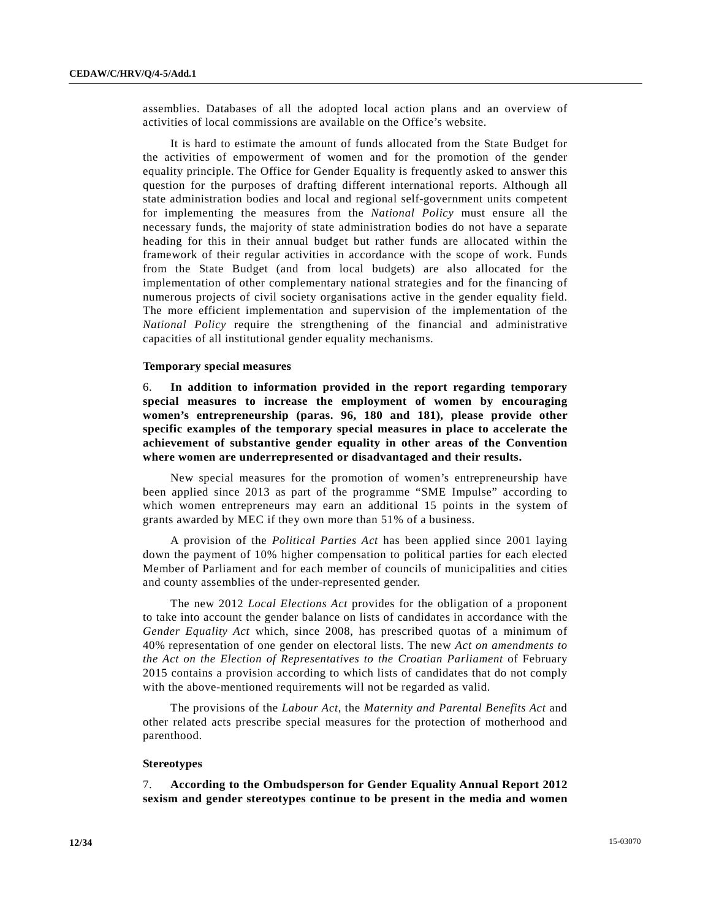assemblies. Databases of all the adopted local action plans and an overview of activities of local commissions are available on the Office's website.

It is hard to estimate the amount of funds allocated from the State Budget for the activities of empowerment of women and for the promotion of the gender equality principle. The Office for Gender Equality is frequently asked to answer this question for the purposes of drafting different international reports. Although all state administration bodies and local and regional self-government units competent for implementing the measures from the *National Policy* must ensure all the necessary funds, the majority of state administration bodies do not have a separate heading for this in their annual budget but rather funds are allocated within the framework of their regular activities in accordance with the scope of work. Funds from the State Budget (and from local budgets) are also allocated for the implementation of other complementary national strategies and for the financing of numerous projects of civil society organisations active in the gender equality field. The more efficient implementation and supervision of the implementation of the *National Policy* require the strengthening of the financial and administrative capacities of all institutional gender equality mechanisms.

### Temporary special measures

6. **In addition to information provided in the report regarding temporary special measures to increase the employment of women by encouraging women's entrepreneurship (paras. 96, 180 and 181), please provide other specific examples of the temporary special measures in place to accelerate the achievement of substantive gender equality in other areas of the Convention where women are underrepresented or disadvantaged and their results.**

New special measures for the promotion of women's entrepreneurship have been applied since 2013 as part of the programme "SME Impulse" according to which women entrepreneurs may earn an additional 15 points in the system of grants awarded by MEC if they own more than 51% of a business.

A provision of the *Political Parties Act* has been applied since 2001 laying down the payment of 10% higher compensation to political parties for each elected Member of Parliament and for each member of councils of municipalities and cities and county assemblies of the under-represented gender.

The new 2012 *Local Elections Act* provides for the obligation of a proponent to take into account the gender balance on lists of candidates in accordance with the *Gender Equality Act* which, since 2008, has prescribed quotas of a minimum of 40% representation of one gender on electoral lists. The new *Act on amendments to the Act on the Election of Representatives to the Croatian Parliament* of February 2015 contains a provision according to which lists of candidates that do not comply with the above-mentioned requirements will not be regarded as valid.

The provisions of the *Labour Act*, the *Maternity and Parental Benefits Act* and other related acts prescribe special measures for the protection of motherhood and parenthood.

### Stereotypes

7. **According to the Ombudsperson for Gender Equality Annual Report 2012 sexism and gender stereotypes continue to be present in the media and women**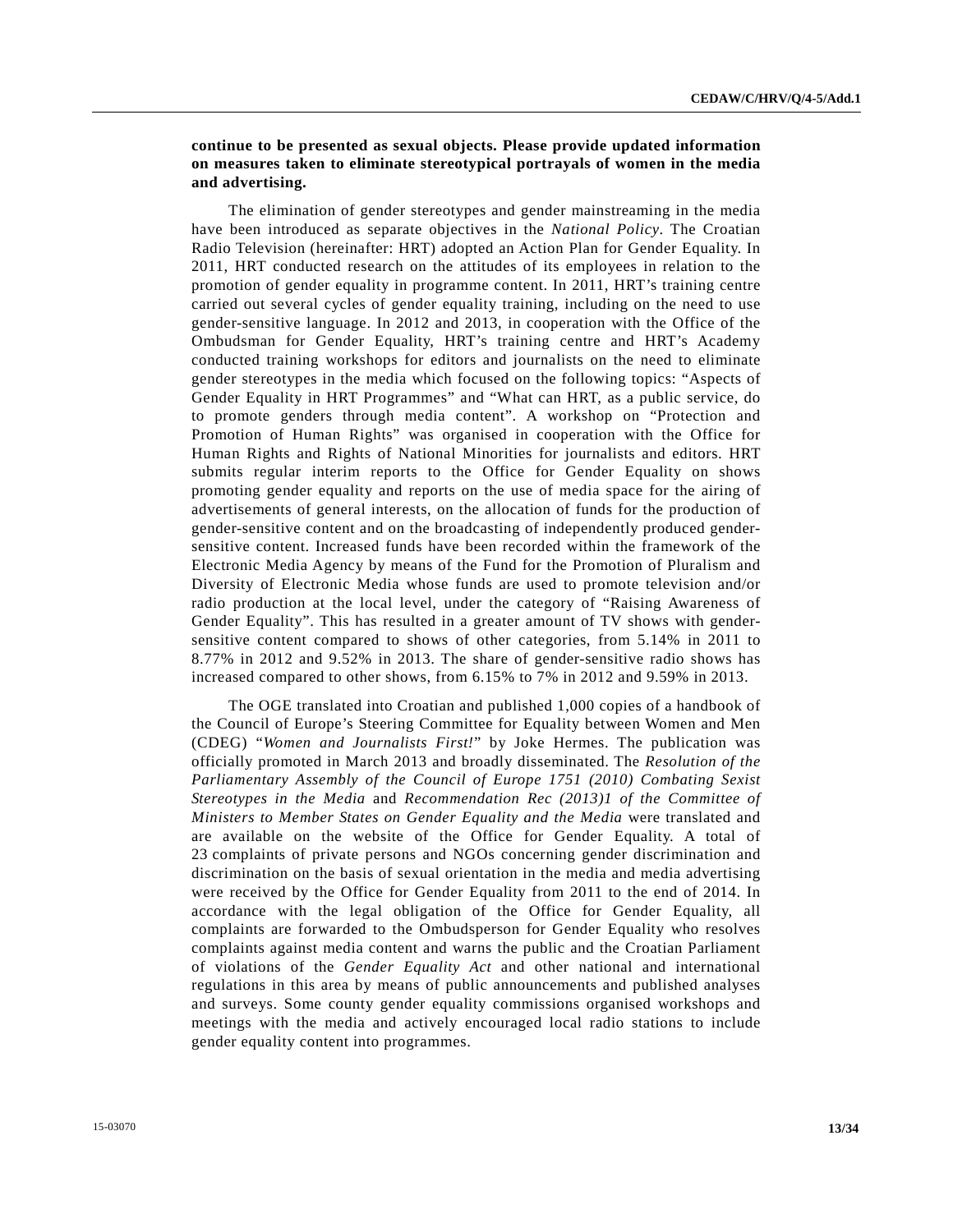**continue to be presented as sexual objects. Please provide updated information on measures taken to eliminate stereotypical portrayals of women in the media and advertising.**

The elimination of gender stereotypes and gender mainstreaming in the media have been introduced as separate objectives in the *National Policy*. The Croatian Radio Television (hereinafter: HRT) adopted an Action Plan for Gender Equality. In 2011, HRT conducted research on the attitudes of its employees in relation to the promotion of gender equality in programme content. In 2011, HRT's training centre carried out several cycles of gender equality training, including on the need to use gender-sensitive language. In 2012 and 2013, in cooperation with the Office of the Ombudsman for Gender Equality, HRT's training centre and HRT's Academy conducted training workshops for editors and journalists on the need to eliminate gender stereotypes in the media which focused on the following topics: "Aspects of Gender Equality in HRT Programmes" and "What can HRT, as a public service, do to promote genders through media content". A workshop on "Protection and Promotion of Human Rights" was organised in cooperation with the Office for Human Rights and Rights of National Minorities for journalists and editors. HRT submits regular interim reports to the Office for Gender Equality on shows promoting gender equality and reports on the use of media space for the airing of advertisements of general interests, on the allocation of funds for the production of gender-sensitive content and on the broadcasting of independently produced gender-sensitive content. Increased funds have been recorded within the framework of the Electronic Media Agency by means of the Fund for the Promotion of Pluralism and Diversity of Electronic Media whose funds are used to promote television and/or radio production at the local level, under the category of "Raising Awareness of Gender Equality". This has resulted in a greater amount of TV shows with gender-sensitive content compared to shows of other categories, from 5.14% in 2011 to 8.77% in 2012 and 9.52% in 2013. The share of gender-sensitive radio shows has increased compared to other shows, from 6.15% to 7% in 2012 and 9.59% in 2013.

The OGE translated into Croatian and published 1,000 copies of a handbook of the Council of Europe's Steering Committee for Equality between Women and Men (CDEG) "*Women and Journalists First!*" by Joke Hermes. The publication was officially promoted in March 2013 and broadly disseminated. The *Resolution of the Parliamentary Assembly of the Council of Europe 1751 (2010) Combating Sexist Stereotypes in the Media* and *Recommendation Rec (2013)1 of the Committee of Ministers to Member States on Gender Equality and the Media* were translated and are available on the website of the Office for Gender Equality. A total of 23 complaints of private persons and NGOs concerning gender discrimination and discrimination on the basis of sexual orientation in the media and media advertising were received by the Office for Gender Equality from 2011 to the end of 2014. In accordance with the legal obligation of the Office for Gender Equality, all complaints are forwarded to the Ombudsperson for Gender Equality who resolves complaints against media content and warns the public and the Croatian Parliament of violations of the *Gender Equality Act* and other national and international regulations in this area by means of public announcements and published analyses and surveys. Some county gender equality commissions organised workshops and meetings with the media and actively encouraged local radio stations to include gender equality content into programmes.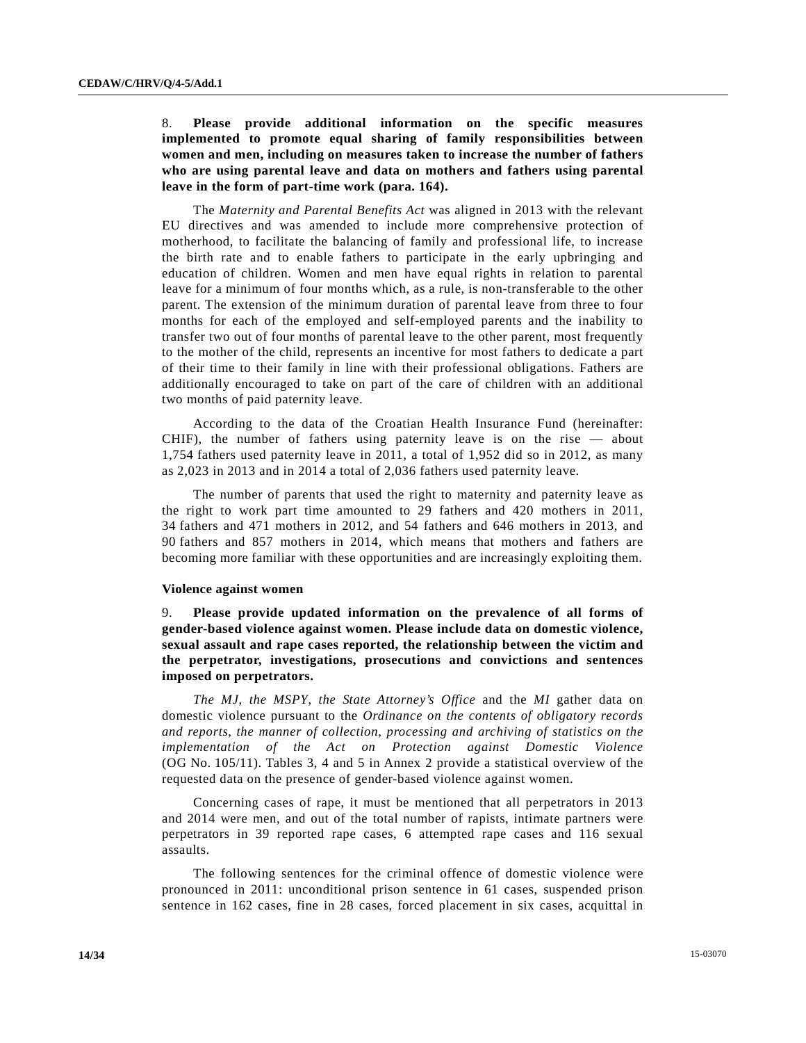8. **Please provide additional information on the specific measures implemented to promote equal sharing of family responsibilities between women and men, including on measures taken to increase the number of fathers who are using parental leave and data on mothers and fathers using parental leave in the form of part-time work (para. 164).**

The *Maternity and Parental Benefits Act* was aligned in 2013 with the relevant EU directives and was amended to include more comprehensive protection of motherhood, to facilitate the balancing of family and professional life, to increase the birth rate and to enable fathers to participate in the early upbringing and education of children. Women and men have equal rights in relation to parental leave for a minimum of four months which, as a rule, is non-transferable to the other parent. The extension of the minimum duration of parental leave from three to four months for each of the employed and self-employed parents and the inability to transfer two out of four months of parental leave to the other parent, most frequently to the mother of the child, represents an incentive for most fathers to dedicate a part of their time to their family in line with their professional obligations. Fathers are additionally encouraged to take on part of the care of children with an additional two months of paid paternity leave.

According to the data of the Croatian Health Insurance Fund (hereinafter: CHIF), the number of fathers using paternity leave is on the rise — about 1,754 fathers used paternity leave in 2011, a total of 1,952 did so in 2012, as many as 2,023 in 2013 and in 2014 a total of 2,036 fathers used paternity leave.

The number of parents that used the right to maternity and paternity leave as the right to work part time amounted to 29 fathers and 420 mothers in 2011, 34 fathers and 471 mothers in 2012, and 54 fathers and 646 mothers in 2013, and 90 fathers and 857 mothers in 2014, which means that mothers and fathers are becoming more familiar with these opportunities and are increasingly exploiting them.

**Violence against women**

9. **Please provide updated information on the prevalence of all forms of gender-based violence against women. Please include data on domestic violence, sexual assault and rape cases reported, the relationship between the victim and the perpetrator, investigations, prosecutions and convictions and sentences imposed on perpetrators.**

*The MJ, the MSPY, the State Attorney's Office* and the *MI* gather data on domestic violence pursuant to the *Ordinance on the contents of obligatory records and reports, the manner of collection, processing and archiving of statistics on the implementation of the Act on Protection against Domestic Violence* (OG No. 105/11). Tables 3, 4 and 5 in Annex 2 provide a statistical overview of the requested data on the presence of gender-based violence against women.

Concerning cases of rape, it must be mentioned that all perpetrators in 2013 and 2014 were men, and out of the total number of rapists, intimate partners were perpetrators in 39 reported rape cases, 6 attempted rape cases and 116 sexual assaults.

The following sentences for the criminal offence of domestic violence were pronounced in 2011: unconditional prison sentence in 61 cases, suspended prison sentence in 162 cases, fine in 28 cases, forced placement in six cases, acquittal in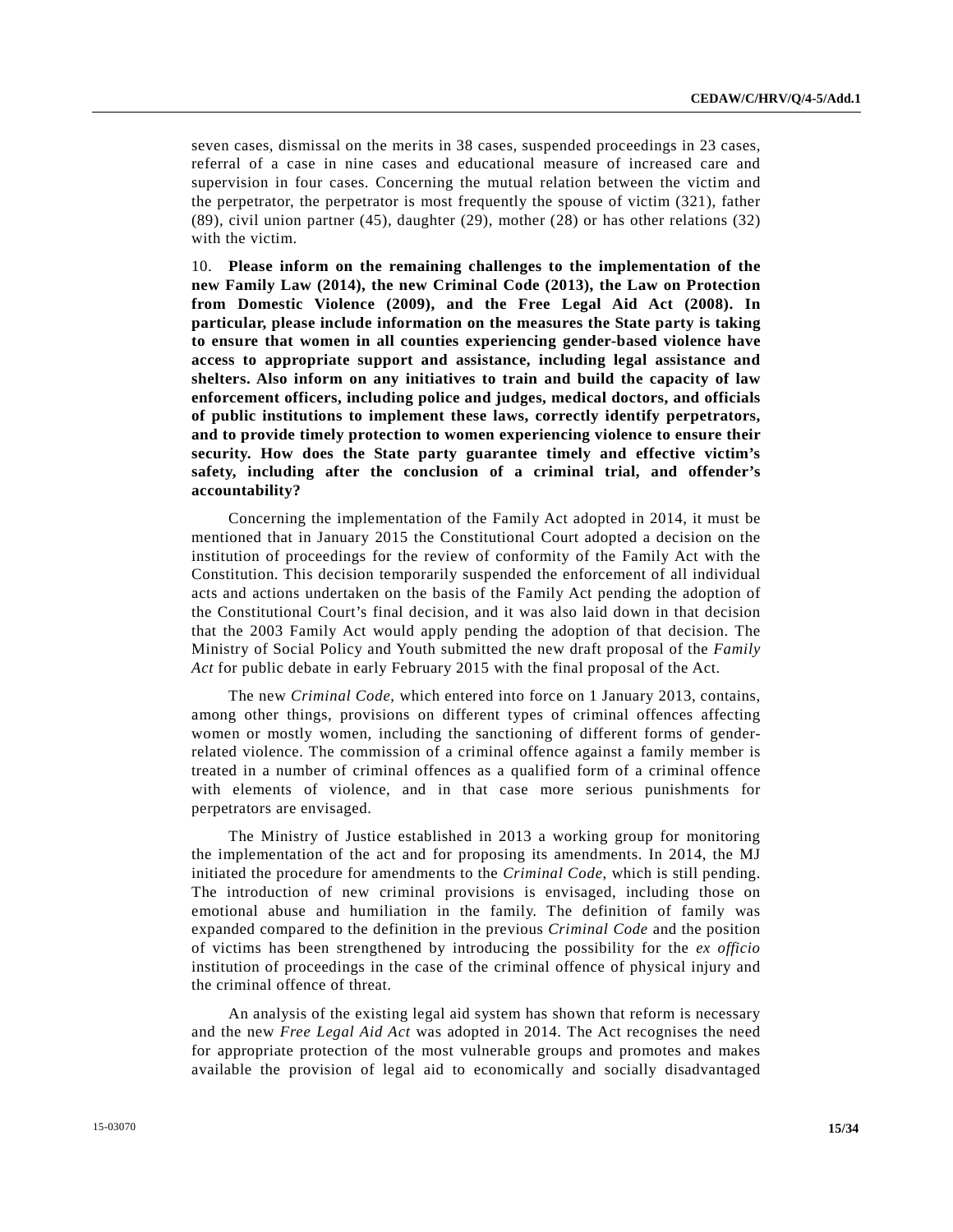seven cases, dismissal on the merits in 38 cases, suspended proceedings in 23 cases, referral of a case in nine cases and educational measure of increased care and supervision in four cases. Concerning the mutual relation between the victim and the perpetrator, the perpetrator is most frequently the spouse of victim (321), father (89), civil union partner (45), daughter (29), mother (28) or has other relations (32) with the victim.

10. **Please inform on the remaining challenges to the implementation of the new Family Law (2014), the new Criminal Code (2013), the Law on Protection from Domestic Violence (2009), and the Free Legal Aid Act (2008). In particular, please include information on the measures the State party is taking to ensure that women in all counties experiencing gender-based violence have access to appropriate support and assistance, including legal assistance and shelters. Also inform on any initiatives to train and build the capacity of law enforcement officers, including police and judges, medical doctors, and officials of public institutions to implement these laws, correctly identify perpetrators, and to provide timely protection to women experiencing violence to ensure their security. How does the State party guarantee timely and effective victim's safety, including after the conclusion of a criminal trial, and offender's accountability?**

Concerning the implementation of the Family Act adopted in 2014, it must be mentioned that in January 2015 the Constitutional Court adopted a decision on the institution of proceedings for the review of conformity of the Family Act with the Constitution. This decision temporarily suspended the enforcement of all individual acts and actions undertaken on the basis of the Family Act pending the adoption of the Constitutional Court's final decision, and it was also laid down in that decision that the 2003 Family Act would apply pending the adoption of that decision. The Ministry of Social Policy and Youth submitted the new draft proposal of the *Family Act* for public debate in early February 2015 with the final proposal of the Act.

The new *Criminal Code*, which entered into force on 1 January 2013, contains, among other things, provisions on different types of criminal offences affecting women or mostly women, including the sanctioning of different forms of gender-related violence. The commission of a criminal offence against a family member is treated in a number of criminal offences as a qualified form of a criminal offence with elements of violence, and in that case more serious punishments for perpetrators are envisaged.

The Ministry of Justice established in 2013 a working group for monitoring the implementation of the act and for proposing its amendments. In 2014, the MJ initiated the procedure for amendments to the *Criminal Code*, which is still pending. The introduction of new criminal provisions is envisaged, including those on emotional abuse and humiliation in the family. The definition of family was expanded compared to the definition in the previous *Criminal Code* and the position of victims has been strengthened by introducing the possibility for the *ex officio* institution of proceedings in the case of the criminal offence of physical injury and the criminal offence of threat.

An analysis of the existing legal aid system has shown that reform is necessary and the new *Free Legal Aid Act* was adopted in 2014. The Act recognises the need for appropriate protection of the most vulnerable groups and promotes and makes available the provision of legal aid to economically and socially disadvantaged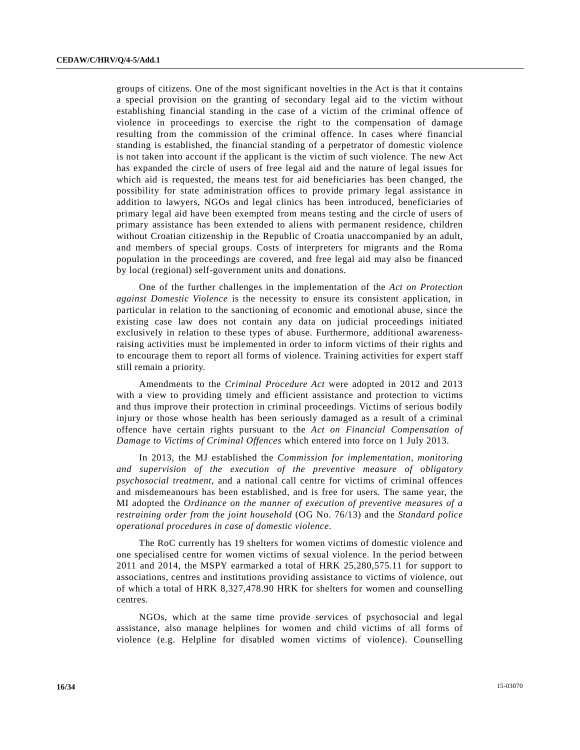groups of citizens. One of the most significant novelties in the Act is that it contains a special provision on the granting of secondary legal aid to the victim without establishing financial standing in the case of a victim of the criminal offence of violence in proceedings to exercise the right to the compensation of damage resulting from the commission of the criminal offence. In cases where financial standing is established, the financial standing of a perpetrator of domestic violence is not taken into account if the applicant is the victim of such violence. The new Act has expanded the circle of users of free legal aid and the nature of legal issues for which aid is requested, the means test for aid beneficiaries has been changed, the possibility for state administration offices to provide primary legal assistance in addition to lawyers, NGOs and legal clinics has been introduced, beneficiaries of primary legal aid have been exempted from means testing and the circle of users of primary assistance has been extended to aliens with permanent residence, children without Croatian citizenship in the Republic of Croatia unaccompanied by an adult, and members of special groups. Costs of interpreters for migrants and the Roma population in the proceedings are covered, and free legal aid may also be financed by local (regional) self-government units and donations.

One of the further challenges in the implementation of the *Act on Protection against Domestic Violence* is the necessity to ensure its consistent application, in particular in relation to the sanctioning of economic and emotional abuse, since the existing case law does not contain any data on judicial proceedings initiated exclusively in relation to these types of abuse. Furthermore, additional awareness-raising activities must be implemented in order to inform victims of their rights and to encourage them to report all forms of violence. Training activities for expert staff still remain a priority.

Amendments to the *Criminal Procedure Act* were adopted in 2012 and 2013 with a view to providing timely and efficient assistance and protection to victims and thus improve their protection in criminal proceedings. Victims of serious bodily injury or those whose health has been seriously damaged as a result of a criminal offence have certain rights pursuant to the *Act on Financial Compensation of Damage to Victims of Criminal Offences* which entered into force on 1 July 2013.

In 2013, the MJ established the *Commission for implementation, monitoring and supervision of the execution of the preventive measure of obligatory psychosocial treatment*, and a national call centre for victims of criminal offences and misdemeanours has been established, and is free for users. The same year, the MI adopted the *Ordinance on the manner of execution of preventive measures of a restraining order from the joint household* (OG No. 76/13) and the *Standard police operational procedures in case of domestic violence*.

The RoC currently has 19 shelters for women victims of domestic violence and one specialised centre for women victims of sexual violence. In the period between 2011 and 2014, the MSPY earmarked a total of HRK 25,280,575.11 for support to associations, centres and institutions providing assistance to victims of violence, out of which a total of HRK 8,327,478.90 HRK for shelters for women and counselling centres.

NGOs, which at the same time provide services of psychosocial and legal assistance, also manage helplines for women and child victims of all forms of violence (e.g. Helpline for disabled women victims of violence). Counselling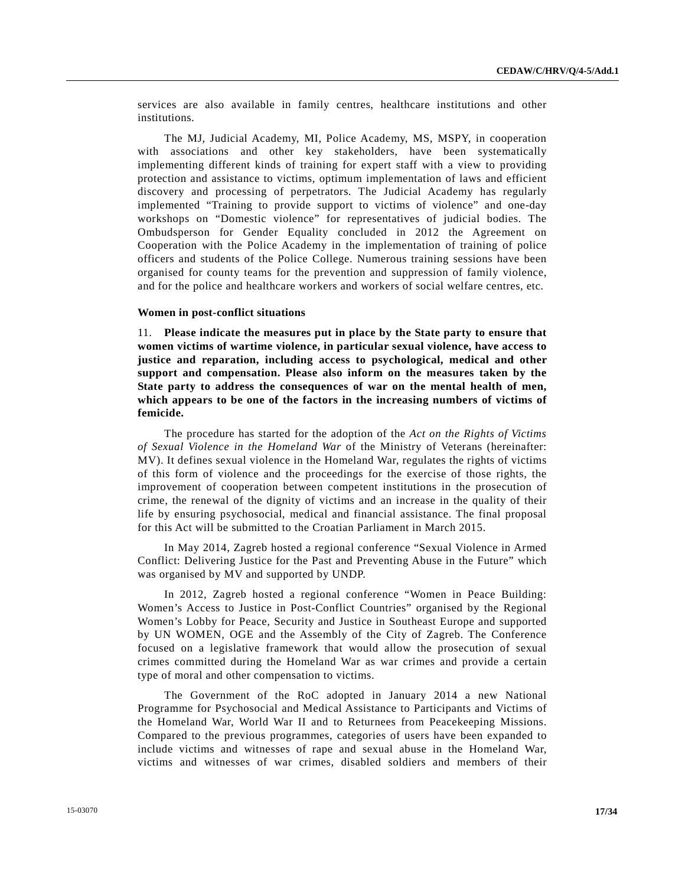services are also available in family centres, healthcare institutions and other institutions.

The MJ, Judicial Academy, MI, Police Academy, MS, MSPY, in cooperation with associations and other key stakeholders, have been systematically implementing different kinds of training for expert staff with a view to providing protection and assistance to victims, optimum implementation of laws and efficient discovery and processing of perpetrators. The Judicial Academy has regularly implemented "Training to provide support to victims of violence" and one-day workshops on "Domestic violence" for representatives of judicial bodies. The Ombudsperson for Gender Equality concluded in 2012 the Agreement on Cooperation with the Police Academy in the implementation of training of police officers and students of the Police College. Numerous training sessions have been organised for county teams for the prevention and suppression of family violence, and for the police and healthcare workers and workers of social welfare centres, etc.

**Women in post-conflict situations**

11. **Please indicate the measures put in place by the State party to ensure that women victims of wartime violence, in particular sexual violence, have access to justice and reparation, including access to psychological, medical and other support and compensation. Please also inform on the measures taken by the State party to address the consequences of war on the mental health of men, which appears to be one of the factors in the increasing numbers of victims of femicide.**

The procedure has started for the adoption of the *Act on the Rights of Victims of Sexual Violence in the Homeland War* of the Ministry of Veterans (hereinafter: MV). It defines sexual violence in the Homeland War, regulates the rights of victims of this form of violence and the proceedings for the exercise of those rights, the improvement of cooperation between competent institutions in the prosecution of crime, the renewal of the dignity of victims and an increase in the quality of their life by ensuring psychosocial, medical and financial assistance. The final proposal for this Act will be submitted to the Croatian Parliament in March 2015.

In May 2014, Zagreb hosted a regional conference "Sexual Violence in Armed Conflict: Delivering Justice for the Past and Preventing Abuse in the Future" which was organised by MV and supported by UNDP.

In 2012, Zagreb hosted a regional conference "Women in Peace Building: Women's Access to Justice in Post-Conflict Countries" organised by the Regional Women's Lobby for Peace, Security and Justice in Southeast Europe and supported by UN WOMEN, OGE and the Assembly of the City of Zagreb. The Conference focused on a legislative framework that would allow the prosecution of sexual crimes committed during the Homeland War as war crimes and provide a certain type of moral and other compensation to victims.

The Government of the RoC adopted in January 2014 a new National Programme for Psychosocial and Medical Assistance to Participants and Victims of the Homeland War, World War II and to Returnees from Peacekeeping Missions. Compared to the previous programmes, categories of users have been expanded to include victims and witnesses of rape and sexual abuse in the Homeland War, victims and witnesses of war crimes, disabled soldiers and members of their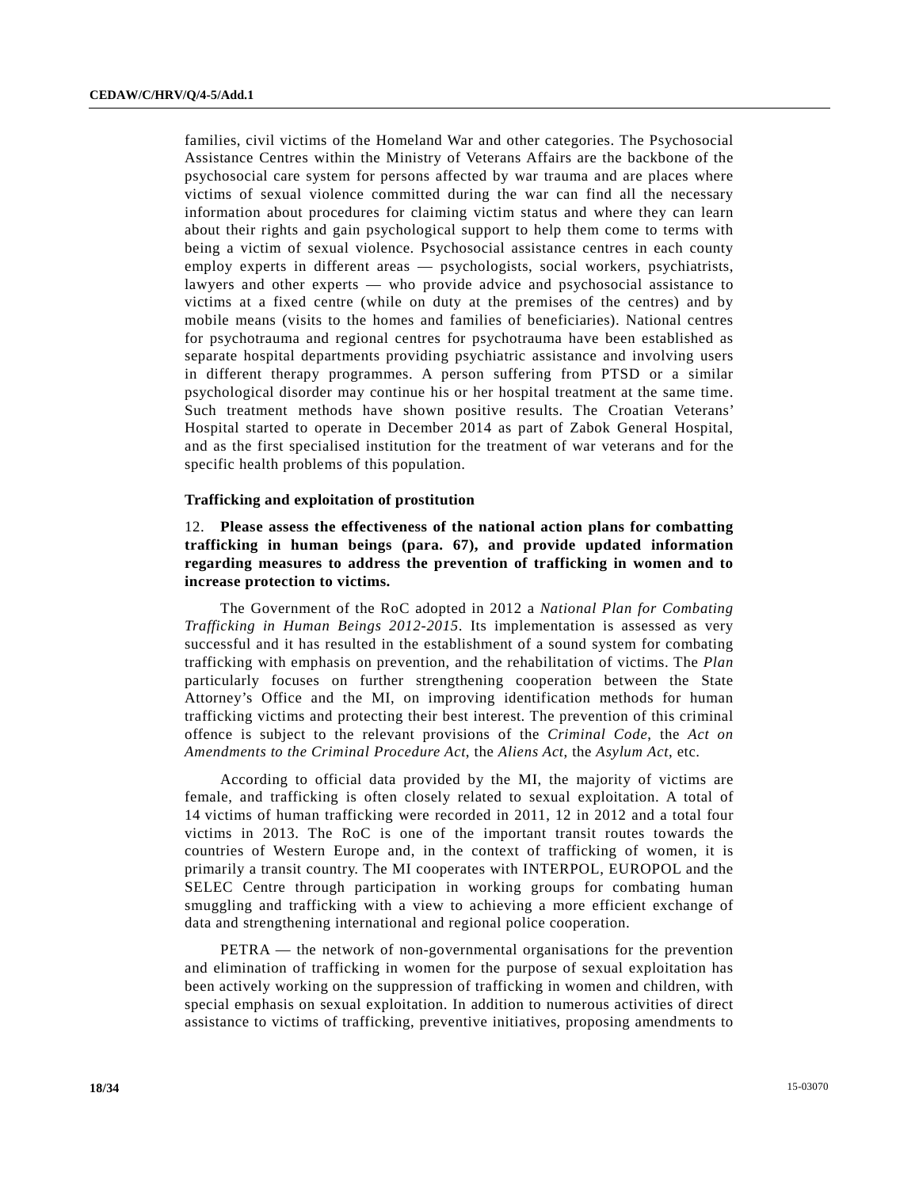families, civil victims of the Homeland War and other categories. The Psychosocial Assistance Centres within the Ministry of Veterans Affairs are the backbone of the psychosocial care system for persons affected by war trauma and are places where victims of sexual violence committed during the war can find all the necessary information about procedures for claiming victim status and where they can learn about their rights and gain psychological support to help them come to terms with being a victim of sexual violence. Psychosocial assistance centres in each county employ experts in different areas — psychologists, social workers, psychiatrists, lawyers and other experts — who provide advice and psychosocial assistance to victims at a fixed centre (while on duty at the premises of the centres) and by mobile means (visits to the homes and families of beneficiaries). National centres for psychotrauma and regional centres for psychotrauma have been established as separate hospital departments providing psychiatric assistance and involving users in different therapy programmes. A person suffering from PTSD or a similar psychological disorder may continue his or her hospital treatment at the same time. Such treatment methods have shown positive results. The Croatian Veterans' Hospital started to operate in December 2014 as part of Zabok General Hospital, and as the first specialised institution for the treatment of war veterans and for the specific health problems of this population.

**Trafficking and exploitation of prostitution**

12. **Please assess the effectiveness of the national action plans for combatting trafficking in human beings (para. 67), and provide updated information regarding measures to address the prevention of trafficking in women and to increase protection to victims.**

The Government of the RoC adopted in 2012 a *National Plan for Combating Trafficking in Human Beings 2012-2015*. Its implementation is assessed as very successful and it has resulted in the establishment of a sound system for combating trafficking with emphasis on prevention, and the rehabilitation of victims. The *Plan* particularly focuses on further strengthening cooperation between the State Attorney's Office and the MI, on improving identification methods for human trafficking victims and protecting their best interest. The prevention of this criminal offence is subject to the relevant provisions of the *Criminal Code*, the *Act on Amendments to the Criminal Procedure Act*, the *Aliens Act*, the *Asylum Act*, etc.

According to official data provided by the MI, the majority of victims are female, and trafficking is often closely related to sexual exploitation. A total of 14 victims of human trafficking were recorded in 2011, 12 in 2012 and a total four victims in 2013. The RoC is one of the important transit routes towards the countries of Western Europe and, in the context of trafficking of women, it is primarily a transit country. The MI cooperates with INTERPOL, EUROPOL and the SELEC Centre through participation in working groups for combating human smuggling and trafficking with a view to achieving a more efficient exchange of data and strengthening international and regional police cooperation.

PETRA — the network of non-governmental organisations for the prevention and elimination of trafficking in women for the purpose of sexual exploitation has been actively working on the suppression of trafficking in women and children, with special emphasis on sexual exploitation. In addition to numerous activities of direct assistance to victims of trafficking, preventive initiatives, proposing amendments to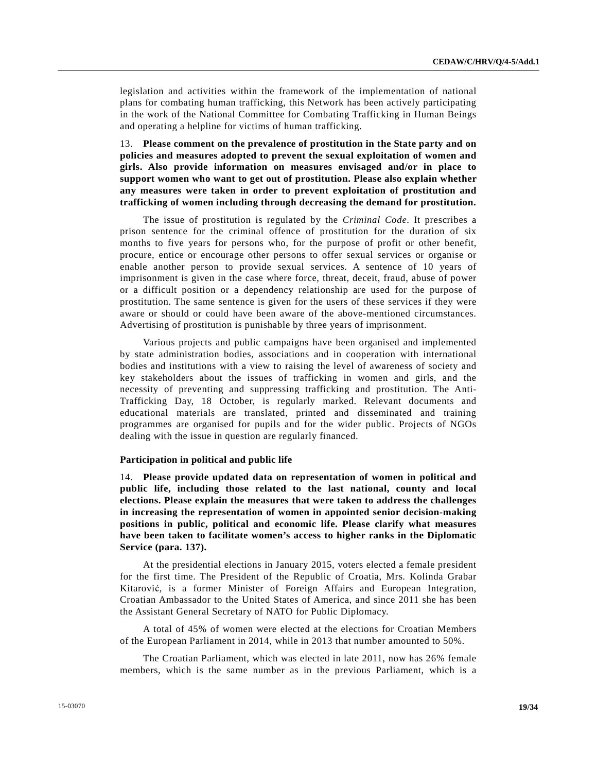legislation and activities within the framework of the implementation of national plans for combating human trafficking, this Network has been actively participating in the work of the National Committee for Combating Trafficking in Human Beings and operating a helpline for victims of human trafficking.

13. **Please comment on the prevalence of prostitution in the State party and on policies and measures adopted to prevent the sexual exploitation of women and girls. Also provide information on measures envisaged and/or in place to support women who want to get out of prostitution. Please also explain whether any measures were taken in order to prevent exploitation of prostitution and trafficking of women including through decreasing the demand for prostitution.**

The issue of prostitution is regulated by the *Criminal Code*. It prescribes a prison sentence for the criminal offence of prostitution for the duration of six months to five years for persons who, for the purpose of profit or other benefit, procure, entice or encourage other persons to offer sexual services or organise or enable another person to provide sexual services. A sentence of 10 years of imprisonment is given in the case where force, threat, deceit, fraud, abuse of power or a difficult position or a dependency relationship are used for the purpose of prostitution. The same sentence is given for the users of these services if they were aware or should or could have been aware of the above-mentioned circumstances. Advertising of prostitution is punishable by three years of imprisonment.

Various projects and public campaigns have been organised and implemented by state administration bodies, associations and in cooperation with international bodies and institutions with a view to raising the level of awareness of society and key stakeholders about the issues of trafficking in women and girls, and the necessity of preventing and suppressing trafficking and prostitution. The Anti-Trafficking Day, 18 October, is regularly marked. Relevant documents and educational materials are translated, printed and disseminated and training programmes are organised for pupils and for the wider public. Projects of NGOs dealing with the issue in question are regularly financed.

### Participation in political and public life

14. **Please provide updated data on representation of women in political and public life, including those related to the last national, county and local elections. Please explain the measures that were taken to address the challenges in increasing the representation of women in appointed senior decision-making positions in public, political and economic life. Please clarify what measures have been taken to facilitate women's access to higher ranks in the Diplomatic Service (para. 137).**

At the presidential elections in January 2015, voters elected a female president for the first time. The President of the Republic of Croatia, Mrs. Kolinda Grabar Kitarović, is a former Minister of Foreign Affairs and European Integration, Croatian Ambassador to the United States of America, and since 2011 she has been the Assistant General Secretary of NATO for Public Diplomacy.

A total of 45% of women were elected at the elections for Croatian Members of the European Parliament in 2014, while in 2013 that number amounted to 50%.

The Croatian Parliament, which was elected in late 2011, now has 26% female members, which is the same number as in the previous Parliament, which is a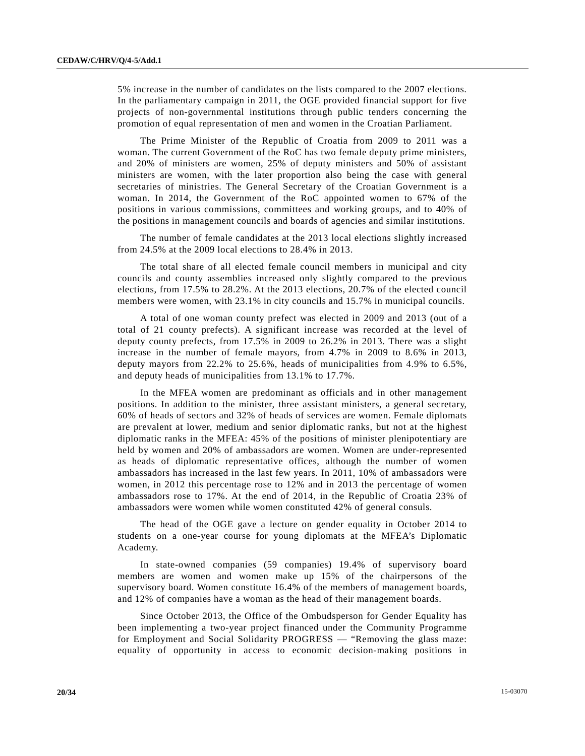5% increase in the number of candidates on the lists compared to the 2007 elections. In the parliamentary campaign in 2011, the OGE provided financial support for five projects of non-governmental institutions through public tenders concerning the promotion of equal representation of men and women in the Croatian Parliament.

The Prime Minister of the Republic of Croatia from 2009 to 2011 was a woman. The current Government of the RoC has two female deputy prime ministers, and 20% of ministers are women, 25% of deputy ministers and 50% of assistant ministers are women, with the later proportion also being the case with general secretaries of ministries. The General Secretary of the Croatian Government is a woman. In 2014, the Government of the RoC appointed women to 67% of the positions in various commissions, committees and working groups, and to 40% of the positions in management councils and boards of agencies and similar institutions.

The number of female candidates at the 2013 local elections slightly increased from 24.5% at the 2009 local elections to 28.4% in 2013.

The total share of all elected female council members in municipal and city councils and county assemblies increased only slightly compared to the previous elections, from 17.5% to 28.2%. At the 2013 elections, 20.7% of the elected council members were women, with 23.1% in city councils and 15.7% in municipal councils.

A total of one woman county prefect was elected in 2009 and 2013 (out of a total of 21 county prefects). A significant increase was recorded at the level of deputy county prefects, from 17.5% in 2009 to 26.2% in 2013. There was a slight increase in the number of female mayors, from 4.7% in 2009 to 8.6% in 2013, deputy mayors from 22.2% to 25.6%, heads of municipalities from 4.9% to 6.5%, and deputy heads of municipalities from 13.1% to 17.7%.

In the MFEA women are predominant as officials and in other management positions. In addition to the minister, three assistant ministers, a general secretary, 60% of heads of sectors and 32% of heads of services are women. Female diplomats are prevalent at lower, medium and senior diplomatic ranks, but not at the highest diplomatic ranks in the MFEA: 45% of the positions of minister plenipotentiary are held by women and 20% of ambassadors are women. Women are under-represented as heads of diplomatic representative offices, although the number of women ambassadors has increased in the last few years. In 2011, 10% of ambassadors were women, in 2012 this percentage rose to 12% and in 2013 the percentage of women ambassadors rose to 17%. At the end of 2014, in the Republic of Croatia 23% of ambassadors were women while women constituted 42% of general consuls.

The head of the OGE gave a lecture on gender equality in October 2014 to students on a one-year course for young diplomats at the MFEA's Diplomatic Academy.

In state-owned companies (59 companies) 19.4% of supervisory board members are women and women make up 15% of the chairpersons of the supervisory board. Women constitute 16.4% of the members of management boards, and 12% of companies have a woman as the head of their management boards.

Since October 2013, the Office of the Ombudsperson for Gender Equality has been implementing a two-year project financed under the Community Programme for Employment and Social Solidarity PROGRESS — "Removing the glass maze: equality of opportunity in access to economic decision-making positions in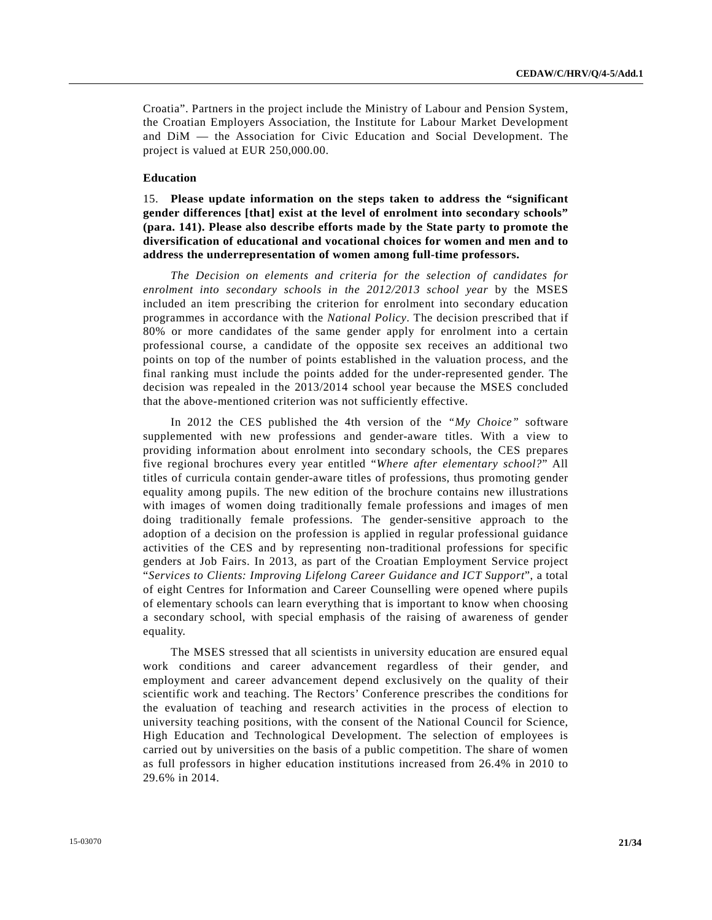Croatia". Partners in the project include the Ministry of Labour and Pension System, the Croatian Employers Association, the Institute for Labour Market Development and DiM — the Association for Civic Education and Social Development. The project is valued at EUR 250,000.00.

### Education

15. **Please update information on the steps taken to address the "significant gender differences [that] exist at the level of enrolment into secondary schools" (para. 141). Please also describe efforts made by the State party to promote the diversification of educational and vocational choices for women and men and to address the underrepresentation of women among full-time professors.**

*The Decision on elements and criteria for the selection of candidates for enrolment into secondary schools in the 2012/2013 school year* by the MSES included an item prescribing the criterion for enrolment into secondary education programmes in accordance with the *National Policy*. The decision prescribed that if 80% or more candidates of the same gender apply for enrolment into a certain professional course, a candidate of the opposite sex receives an additional two points on top of the number of points established in the valuation process, and the final ranking must include the points added for the under-represented gender. The decision was repealed in the 2013/2014 school year because the MSES concluded that the above-mentioned criterion was not sufficiently effective.

In 2012 the CES published the 4th version of the "*My Choice*" software supplemented with new professions and gender-aware titles. With a view to providing information about enrolment into secondary schools, the CES prepares five regional brochures every year entitled "*Where after elementary school?*" All titles of curricula contain gender-aware titles of professions, thus promoting gender equality among pupils. The new edition of the brochure contains new illustrations with images of women doing traditionally female professions and images of men doing traditionally female professions. The gender-sensitive approach to the adoption of a decision on the profession is applied in regular professional guidance activities of the CES and by representing non-traditional professions for specific genders at Job Fairs. In 2013, as part of the Croatian Employment Service project "*Services to Clients: Improving Lifelong Career Guidance and ICT Support*", a total of eight Centres for Information and Career Counselling were opened where pupils of elementary schools can learn everything that is important to know when choosing a secondary school, with special emphasis of the raising of awareness of gender equality.

The MSES stressed that all scientists in university education are ensured equal work conditions and career advancement regardless of their gender, and employment and career advancement depend exclusively on the quality of their scientific work and teaching. The Rectors' Conference prescribes the conditions for the evaluation of teaching and research activities in the process of election to university teaching positions, with the consent of the National Council for Science, High Education and Technological Development. The selection of employees is carried out by universities on the basis of a public competition. The share of women as full professors in higher education institutions increased from 26.4% in 2010 to 29.6% in 2014.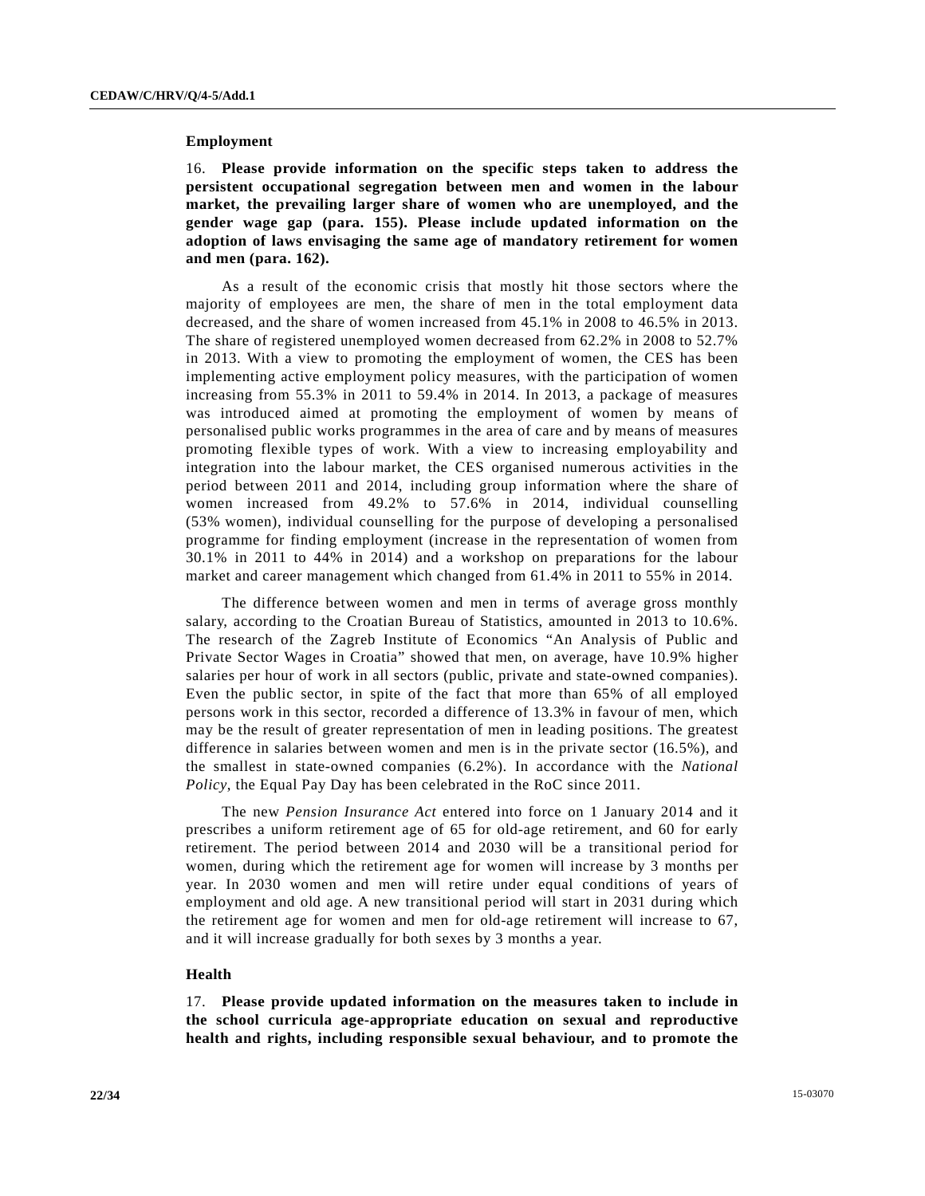### Employment

16. **Please provide information on the specific steps taken to address the persistent occupational segregation between men and women in the labour market, the prevailing larger share of women who are unemployed, and the gender wage gap (para. 155). Please include updated information on the adoption of laws envisaging the same age of mandatory retirement for women and men (para. 162).**

As a result of the economic crisis that mostly hit those sectors where the majority of employees are men, the share of men in the total employment data decreased, and the share of women increased from 45.1% in 2008 to 46.5% in 2013. The share of registered unemployed women decreased from 62.2% in 2008 to 52.7% in 2013. With a view to promoting the employment of women, the CES has been implementing active employment policy measures, with the participation of women increasing from 55.3% in 2011 to 59.4% in 2014. In 2013, a package of measures was introduced aimed at promoting the employment of women by means of personalised public works programmes in the area of care and by means of measures promoting flexible types of work. With a view to increasing employability and integration into the labour market, the CES organised numerous activities in the period between 2011 and 2014, including group information where the share of women increased from 49.2% to 57.6% in 2014, individual counselling (53% women), individual counselling for the purpose of developing a personalised programme for finding employment (increase in the representation of women from 30.1% in 2011 to 44% in 2014) and a workshop on preparations for the labour market and career management which changed from 61.4% in 2011 to 55% in 2014.

The difference between women and men in terms of average gross monthly salary, according to the Croatian Bureau of Statistics, amounted in 2013 to 10.6%. The research of the Zagreb Institute of Economics "An Analysis of Public and Private Sector Wages in Croatia" showed that men, on average, have 10.9% higher salaries per hour of work in all sectors (public, private and state-owned companies). Even the public sector, in spite of the fact that more than 65% of all employed persons work in this sector, recorded a difference of 13.3% in favour of men, which may be the result of greater representation of men in leading positions. The greatest difference in salaries between women and men is in the private sector (16.5%), and the smallest in state-owned companies (6.2%). In accordance with the *National Policy*, the Equal Pay Day has been celebrated in the RoC since 2011.

The new *Pension Insurance Act* entered into force on 1 January 2014 and it prescribes a uniform retirement age of 65 for old-age retirement, and 60 for early retirement. The period between 2014 and 2030 will be a transitional period for women, during which the retirement age for women will increase by 3 months per year. In 2030 women and men will retire under equal conditions of years of employment and old age. A new transitional period will start in 2031 during which the retirement age for women and men for old-age retirement will increase to 67, and it will increase gradually for both sexes by 3 months a year.

### Health

17. **Please provide updated information on the measures taken to include in the school curricula age-appropriate education on sexual and reproductive health and rights, including responsible sexual behaviour, and to promote the**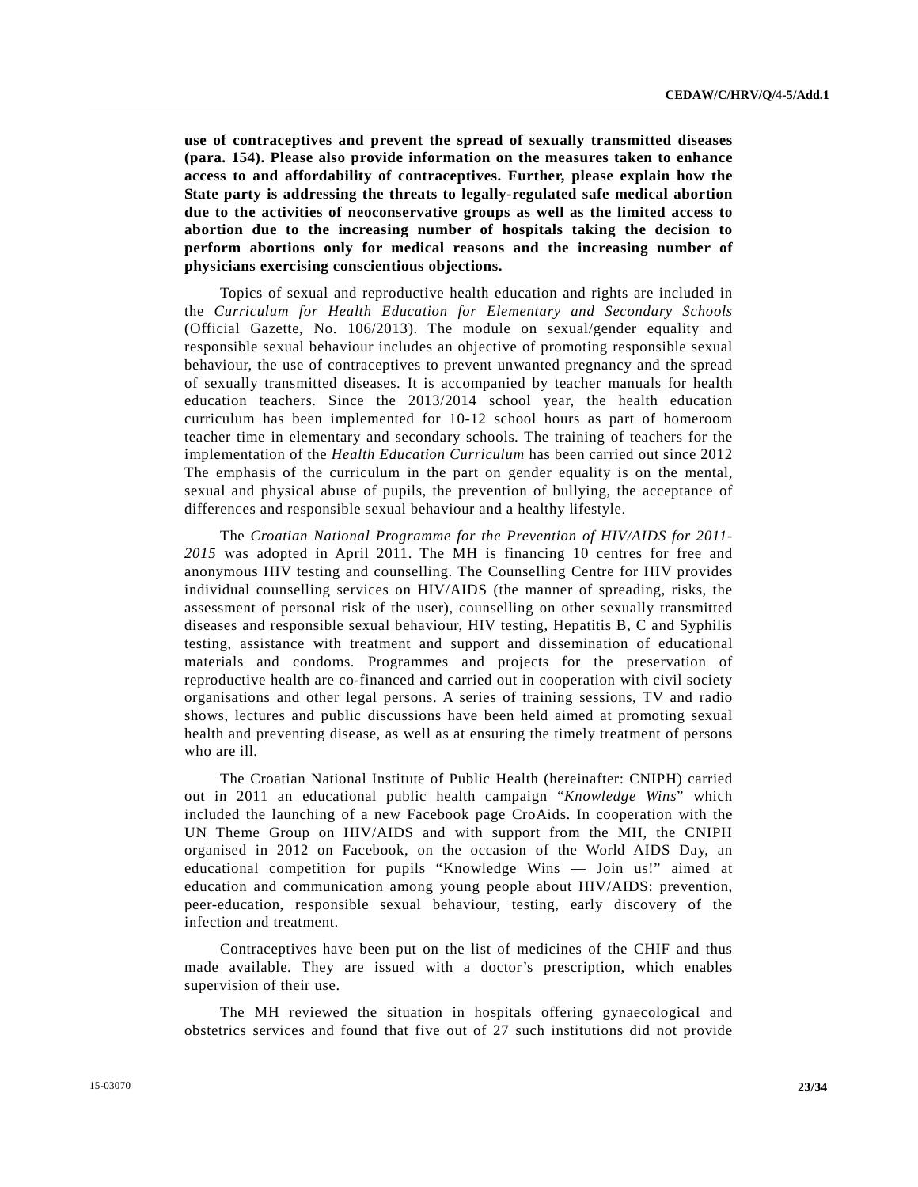**use of contraceptives and prevent the spread of sexually transmitted diseases (para. 154). Please also provide information on the measures taken to enhance access to and affordability of contraceptives. Further, please explain how the State party is addressing the threats to legally-regulated safe medical abortion due to the activities of neoconservative groups as well as the limited access to abortion due to the increasing number of hospitals taking the decision to perform abortions only for medical reasons and the increasing number of physicians exercising conscientious objections.**

Topics of sexual and reproductive health education and rights are included in the *Curriculum for Health Education for Elementary and Secondary Schools* (Official Gazette, No. 106/2013). The module on sexual/gender equality and responsible sexual behaviour includes an objective of promoting responsible sexual behaviour, the use of contraceptives to prevent unwanted pregnancy and the spread of sexually transmitted diseases. It is accompanied by teacher manuals for health education teachers. Since the 2013/2014 school year, the health education curriculum has been implemented for 10-12 school hours as part of homeroom teacher time in elementary and secondary schools. The training of teachers for the implementation of the *Health Education Curriculum* has been carried out since 2012 The emphasis of the curriculum in the part on gender equality is on the mental, sexual and physical abuse of pupils, the prevention of bullying, the acceptance of differences and responsible sexual behaviour and a healthy lifestyle.

The *Croatian National Programme for the Prevention of HIV/AIDS for 2011-2015* was adopted in April 2011. The MH is financing 10 centres for free and anonymous HIV testing and counselling. The Counselling Centre for HIV provides individual counselling services on HIV/AIDS (the manner of spreading, risks, the assessment of personal risk of the user), counselling on other sexually transmitted diseases and responsible sexual behaviour, HIV testing, Hepatitis B, C and Syphilis testing, assistance with treatment and support and dissemination of educational materials and condoms. Programmes and projects for the preservation of reproductive health are co-financed and carried out in cooperation with civil society organisations and other legal persons. A series of training sessions, TV and radio shows, lectures and public discussions have been held aimed at promoting sexual health and preventing disease, as well as at ensuring the timely treatment of persons who are ill.

The Croatian National Institute of Public Health (hereinafter: CNIPH) carried out in 2011 an educational public health campaign "*Knowledge Wins*" which included the launching of a new Facebook page CroAids. In cooperation with the UN Theme Group on HIV/AIDS and with support from the MH, the CNIPH organised in 2012 on Facebook, on the occasion of the World AIDS Day, an educational competition for pupils "Knowledge Wins — Join us!" aimed at education and communication among young people about HIV/AIDS: prevention, peer-education, responsible sexual behaviour, testing, early discovery of the infection and treatment.

Contraceptives have been put on the list of medicines of the CHIF and thus made available. They are issued with a doctor's prescription, which enables supervision of their use.

The MH reviewed the situation in hospitals offering gynaecological and obstetrics services and found that five out of 27 such institutions did not provide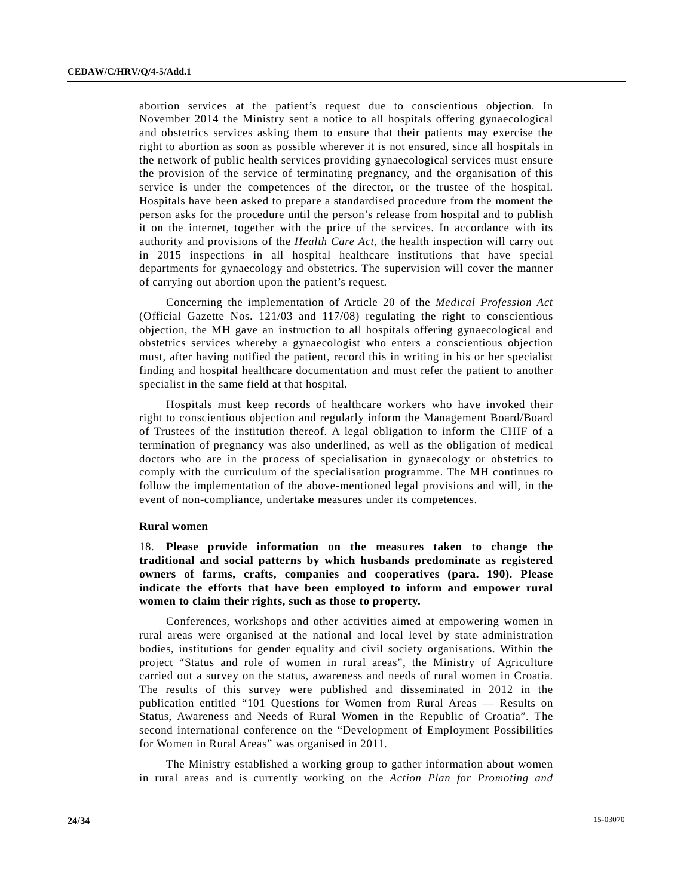abortion services at the patient's request due to conscientious objection. In November 2014 the Ministry sent a notice to all hospitals offering gynaecological and obstetrics services asking them to ensure that their patients may exercise the right to abortion as soon as possible wherever it is not ensured, since all hospitals in the network of public health services providing gynaecological services must ensure the provision of the service of terminating pregnancy, and the organisation of this service is under the competences of the director, or the trustee of the hospital. Hospitals have been asked to prepare a standardised procedure from the moment the person asks for the procedure until the person's release from hospital and to publish it on the internet, together with the price of the services. In accordance with its authority and provisions of the *Health Care Act*, the health inspection will carry out in 2015 inspections in all hospital healthcare institutions that have special departments for gynaecology and obstetrics. The supervision will cover the manner of carrying out abortion upon the patient's request.

Concerning the implementation of Article 20 of the *Medical Profession Act* (Official Gazette Nos. 121/03 and 117/08) regulating the right to conscientious objection, the MH gave an instruction to all hospitals offering gynaecological and obstetrics services whereby a gynaecologist who enters a conscientious objection must, after having notified the patient, record this in writing in his or her specialist finding and hospital healthcare documentation and must refer the patient to another specialist in the same field at that hospital.

Hospitals must keep records of healthcare workers who have invoked their right to conscientious objection and regularly inform the Management Board/Board of Trustees of the institution thereof. A legal obligation to inform the CHIF of a termination of pregnancy was also underlined, as well as the obligation of medical doctors who are in the process of specialisation in gynaecology or obstetrics to comply with the curriculum of the specialisation programme. The MH continues to follow the implementation of the above-mentioned legal provisions and will, in the event of non-compliance, undertake measures under its competences.

**Rural women**

18. **Please provide information on the measures taken to change the traditional and social patterns by which husbands predominate as registered owners of farms, crafts, companies and cooperatives (para. 190). Please indicate the efforts that have been employed to inform and empower rural women to claim their rights, such as those to property.**

Conferences, workshops and other activities aimed at empowering women in rural areas were organised at the national and local level by state administration bodies, institutions for gender equality and civil society organisations. Within the project "Status and role of women in rural areas", the Ministry of Agriculture carried out a survey on the status, awareness and needs of rural women in Croatia. The results of this survey were published and disseminated in 2012 in the publication entitled "101 Questions for Women from Rural Areas — Results on Status, Awareness and Needs of Rural Women in the Republic of Croatia". The second international conference on the "Development of Employment Possibilities for Women in Rural Areas" was organised in 2011.

The Ministry established a working group to gather information about women in rural areas and is currently working on the *Action Plan for Promoting and*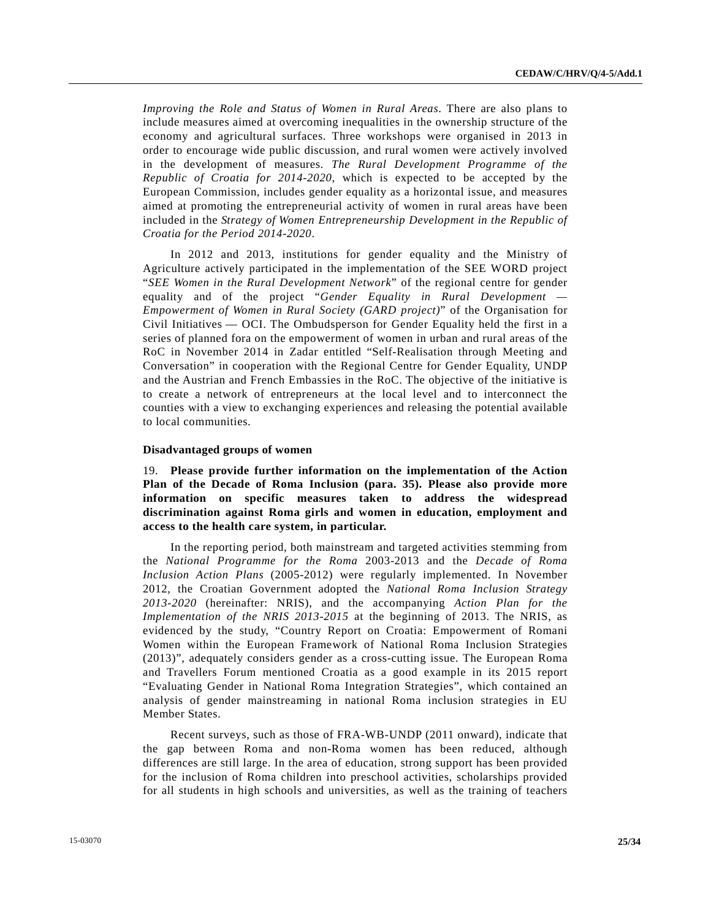*Improving the Role and Status of Women in Rural Areas*. There are also plans to include measures aimed at overcoming inequalities in the ownership structure of the economy and agricultural surfaces. Three workshops were organised in 2013 in order to encourage wide public discussion, and rural women were actively involved in the development of measures. *The Rural Development Programme of the Republic of Croatia for 2014-2020*, which is expected to be accepted by the European Commission, includes gender equality as a horizontal issue, and measures aimed at promoting the entrepreneurial activity of women in rural areas have been included in the *Strategy of Women Entrepreneurship Development in the Republic of Croatia for the Period 2014-2020*.

In 2012 and 2013, institutions for gender equality and the Ministry of Agriculture actively participated in the implementation of the SEE WORD project "*SEE Women in the Rural Development Network*" of the regional centre for gender equality and of the project "*Gender Equality in Rural Development — Empowerment of Women in Rural Society (GARD project)*" of the Organisation for Civil Initiatives — OCI. The Ombudsperson for Gender Equality held the first in a series of planned fora on the empowerment of women in urban and rural areas of the RoC in November 2014 in Zadar entitled "Self-Realisation through Meeting and Conversation" in cooperation with the Regional Centre for Gender Equality, UNDP and the Austrian and French Embassies in the RoC. The objective of the initiative is to create a network of entrepreneurs at the local level and to interconnect the counties with a view to exchanging experiences and releasing the potential available to local communities.

**Disadvantaged groups of women**

19. **Please provide further information on the implementation of the Action Plan of the Decade of Roma Inclusion (para. 35). Please also provide more information on specific measures taken to address the widespread discrimination against Roma girls and women in education, employment and access to the health care system, in particular.**

In the reporting period, both mainstream and targeted activities stemming from the *National Programme for the Roma* 2003-2013 and the *Decade of Roma Inclusion Action Plans* (2005-2012) were regularly implemented. In November 2012, the Croatian Government adopted the *National Roma Inclusion Strategy 2013-2020* (hereinafter: NRIS), and the accompanying *Action Plan for the Implementation of the NRIS 2013-2015* at the beginning of 2013. The NRIS, as evidenced by the study, "Country Report on Croatia: Empowerment of Romani Women within the European Framework of National Roma Inclusion Strategies (2013)", adequately considers gender as a cross-cutting issue. The European Roma and Travellers Forum mentioned Croatia as a good example in its 2015 report "Evaluating Gender in National Roma Integration Strategies", which contained an analysis of gender mainstreaming in national Roma inclusion strategies in EU Member States.

Recent surveys, such as those of FRA-WB-UNDP (2011 onward), indicate that the gap between Roma and non-Roma women has been reduced, although differences are still large. In the area of education, strong support has been provided for the inclusion of Roma children into preschool activities, scholarships provided for all students in high schools and universities, as well as the training of teachers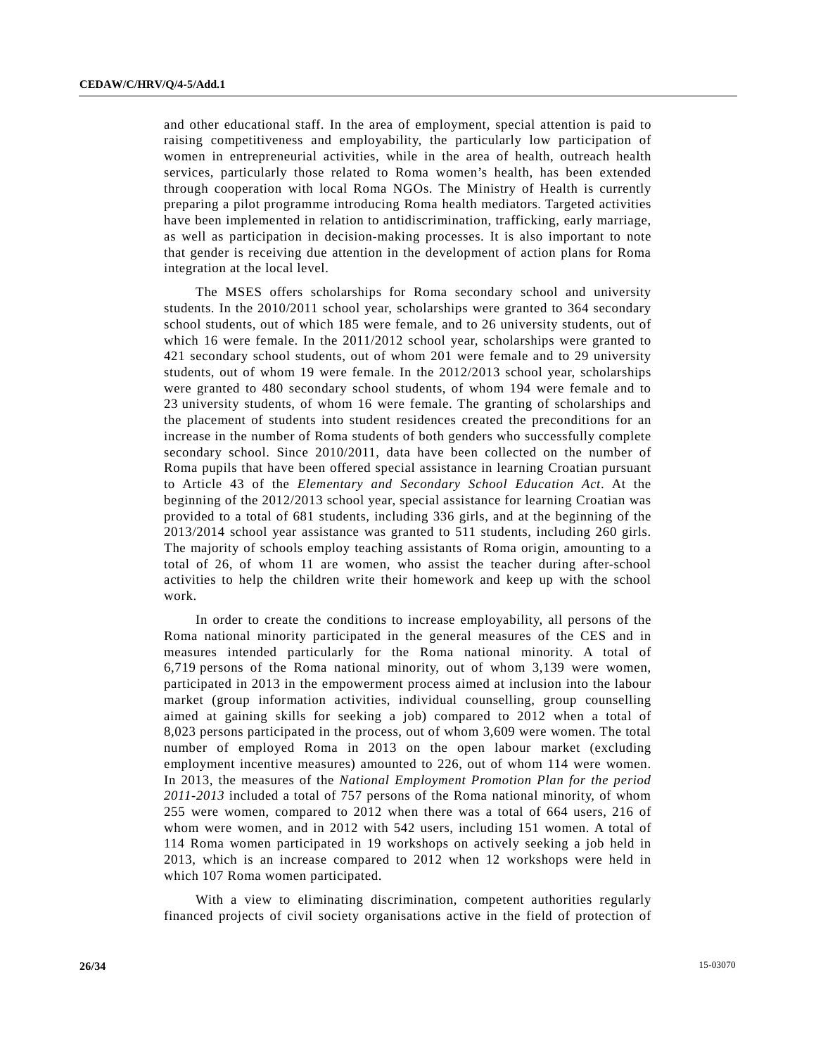and other educational staff. In the area of employment, special attention is paid to raising competitiveness and employability, the particularly low participation of women in entrepreneurial activities, while in the area of health, outreach health services, particularly those related to Roma women's health, has been extended through cooperation with local Roma NGOs. The Ministry of Health is currently preparing a pilot programme introducing Roma health mediators. Targeted activities have been implemented in relation to antidiscrimination, trafficking, early marriage, as well as participation in decision-making processes. It is also important to note that gender is receiving due attention in the development of action plans for Roma integration at the local level.

The MSES offers scholarships for Roma secondary school and university students. In the 2010/2011 school year, scholarships were granted to 364 secondary school students, out of which 185 were female, and to 26 university students, out of which 16 were female. In the 2011/2012 school year, scholarships were granted to 421 secondary school students, out of whom 201 were female and to 29 university students, out of whom 19 were female. In the 2012/2013 school year, scholarships were granted to 480 secondary school students, of whom 194 were female and to 23 university students, of whom 16 were female. The granting of scholarships and the placement of students into student residences created the preconditions for an increase in the number of Roma students of both genders who successfully complete secondary school. Since 2010/2011, data have been collected on the number of Roma pupils that have been offered special assistance in learning Croatian pursuant to Article 43 of the *Elementary and Secondary School Education Act*. At the beginning of the 2012/2013 school year, special assistance for learning Croatian was provided to a total of 681 students, including 336 girls, and at the beginning of the 2013/2014 school year assistance was granted to 511 students, including 260 girls. The majority of schools employ teaching assistants of Roma origin, amounting to a total of 26, of whom 11 are women, who assist the teacher during after-school activities to help the children write their homework and keep up with the school work.

In order to create the conditions to increase employability, all persons of the Roma national minority participated in the general measures of the CES and in measures intended particularly for the Roma national minority. A total of 6,719 persons of the Roma national minority, out of whom 3,139 were women, participated in 2013 in the empowerment process aimed at inclusion into the labour market (group information activities, individual counselling, group counselling aimed at gaining skills for seeking a job) compared to 2012 when a total of 8,023 persons participated in the process, out of whom 3,609 were women. The total number of employed Roma in 2013 on the open labour market (excluding employment incentive measures) amounted to 226, out of whom 114 were women. In 2013, the measures of the *National Employment Promotion Plan for the period 2011-2013* included a total of 757 persons of the Roma national minority, of whom 255 were women, compared to 2012 when there was a total of 664 users, 216 of whom were women, and in 2012 with 542 users, including 151 women. A total of 114 Roma women participated in 19 workshops on actively seeking a job held in 2013, which is an increase compared to 2012 when 12 workshops were held in which 107 Roma women participated.

With a view to eliminating discrimination, competent authorities regularly financed projects of civil society organisations active in the field of protection of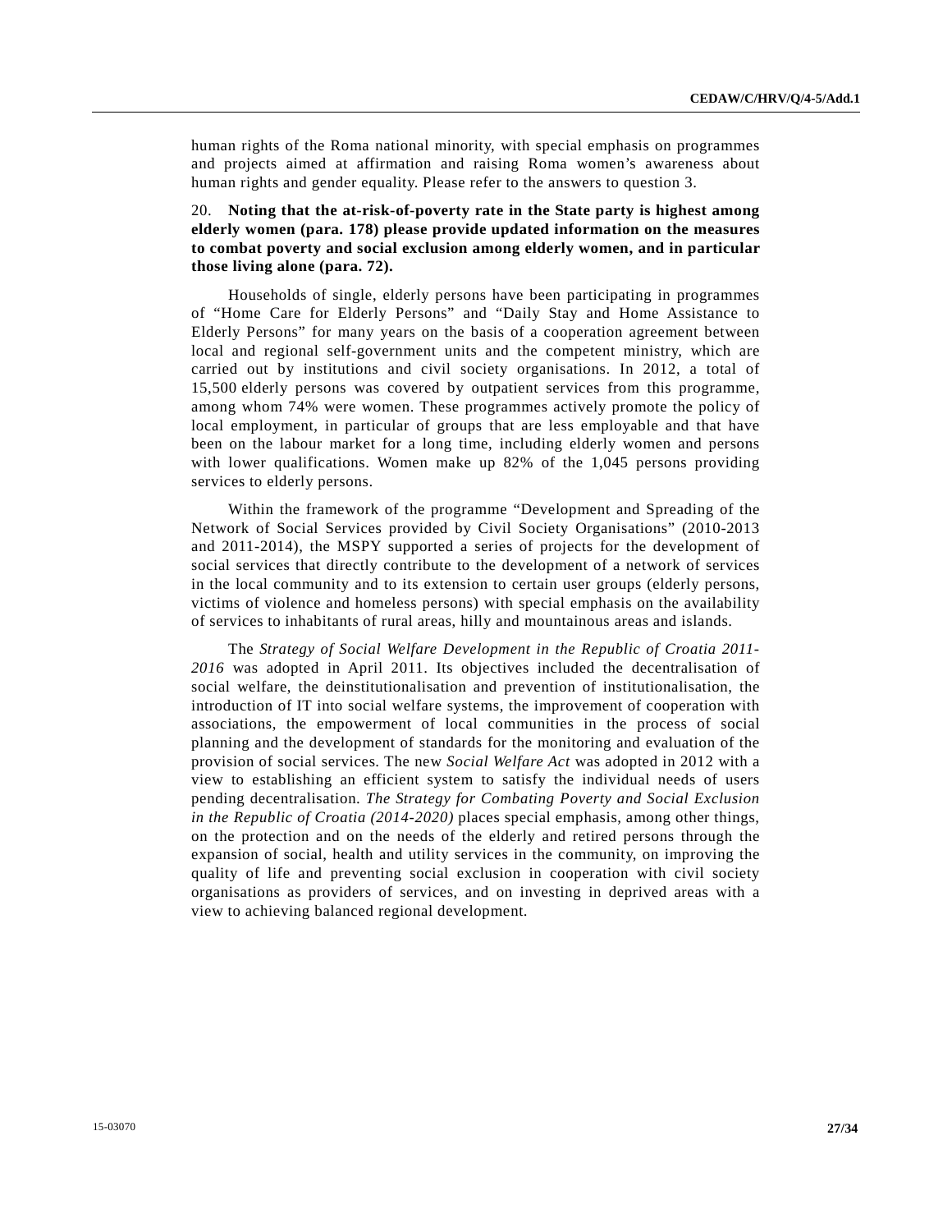human rights of the Roma national minority, with special emphasis on programmes and projects aimed at affirmation and raising Roma women's awareness about human rights and gender equality. Please refer to the answers to question 3.

20. **Noting that the at-risk-of-poverty rate in the State party is highest among elderly women (para. 178) please provide updated information on the measures to combat poverty and social exclusion among elderly women, and in particular those living alone (para. 72).**

Households of single, elderly persons have been participating in programmes of "Home Care for Elderly Persons" and "Daily Stay and Home Assistance to Elderly Persons" for many years on the basis of a cooperation agreement between local and regional self-government units and the competent ministry, which are carried out by institutions and civil society organisations. In 2012, a total of 15,500 elderly persons was covered by outpatient services from this programme, among whom 74% were women. These programmes actively promote the policy of local employment, in particular of groups that are less employable and that have been on the labour market for a long time, including elderly women and persons with lower qualifications. Women make up 82% of the 1,045 persons providing services to elderly persons.

Within the framework of the programme "Development and Spreading of the Network of Social Services provided by Civil Society Organisations" (2010-2013 and 2011-2014), the MSPY supported a series of projects for the development of social services that directly contribute to the development of a network of services in the local community and to its extension to certain user groups (elderly persons, victims of violence and homeless persons) with special emphasis on the availability of services to inhabitants of rural areas, hilly and mountainous areas and islands.

The *Strategy of Social Welfare Development in the Republic of Croatia 2011-2016* was adopted in April 2011. Its objectives included the decentralisation of social welfare, the deinstitutionalisation and prevention of institutionalisation, the introduction of IT into social welfare systems, the improvement of cooperation with associations, the empowerment of local communities in the process of social planning and the development of standards for the monitoring and evaluation of the provision of social services. The new *Social Welfare Act* was adopted in 2012 with a view to establishing an efficient system to satisfy the individual needs of users pending decentralisation. *The Strategy for Combating Poverty and Social Exclusion in the Republic of Croatia (2014-2020)* places special emphasis, among other things, on the protection and on the needs of the elderly and retired persons through the expansion of social, health and utility services in the community, on improving the quality of life and preventing social exclusion in cooperation with civil society organisations as providers of services, and on investing in deprived areas with a view to achieving balanced regional development.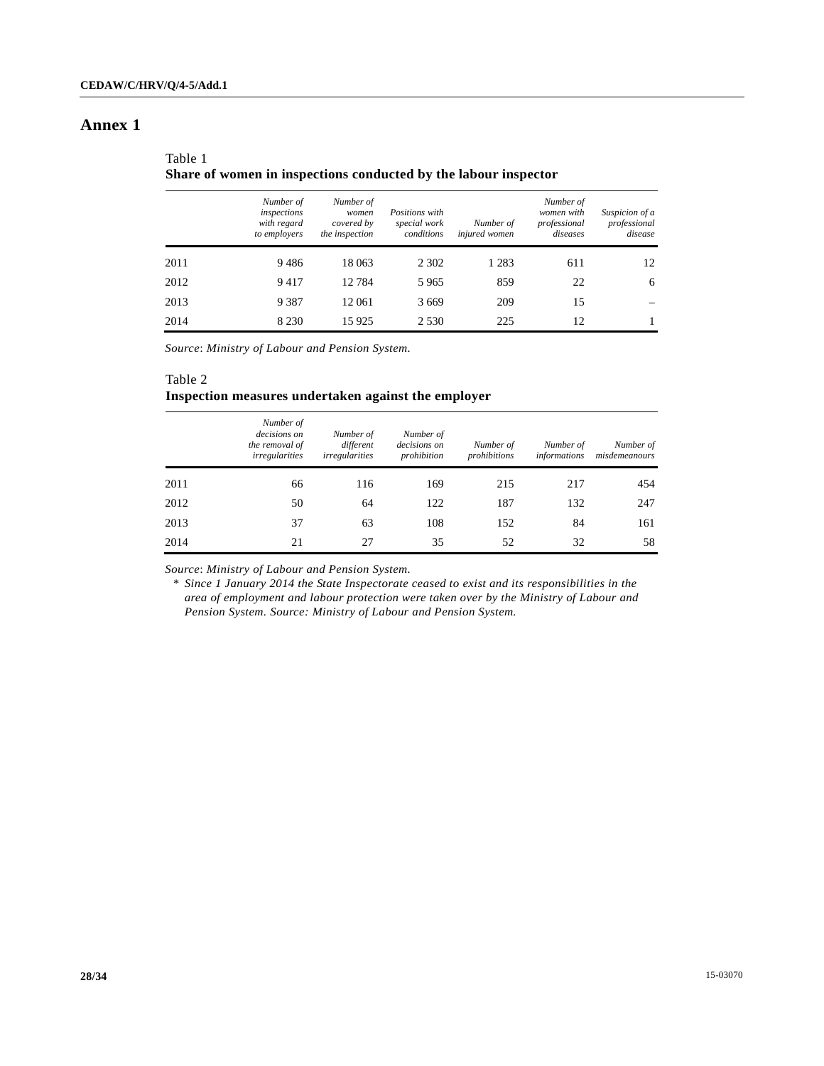# Annex 1

Table 1
**Share of women in inspections conducted by the labour inspector**

| | *Number of inspections with regard to employers* | *Number of women covered by the inspection* | *Positions with special work conditions* | *Number of injured women* | *Number of women with professional diseases* | *Suspicion of a professional disease* |
|---|---|---|---|---|---|---|
| 2011 | 9 486 | 18 063 | 2 302 | 1 283 | 611 | 12 |
| 2012 | 9 417 | 12 784 | 5 965 | 859 | 22 | 6 |
| 2013 | 9 387 | 12 061 | 3 669 | 209 | 15 | – |
| 2014 | 8 230 | 15 925 | 2 530 | 225 | 12 | 1 |

*Source*: *Ministry of Labour and Pension System.*

Table 2
**Inspection measures undertaken against the employer**

| | *Number of decisions on the removal of irregularities* | *Number of different irregularities* | *Number of decisions on prohibition* | *Number of prohibitions* | *Number of informations* | *Number of misdemeanours* |
|---|---|---|---|---|---|---|
| 2011 | 66 | 116 | 169 | 215 | 217 | 454 |
| 2012 | 50 | 64 | 122 | 187 | 132 | 247 |
| 2013 | 37 | 63 | 108 | 152 | 84 | 161 |
| 2014 | 21 | 27 | 35 | 52 | 32 | 58 |

*Source*: *Ministry of Labour and Pension System.*

\* *Since 1 January 2014 the State Inspectorate ceased to exist and its responsibilities in the area of employment and labour protection were taken over by the Ministry of Labour and Pension System. Source: Ministry of Labour and Pension System.*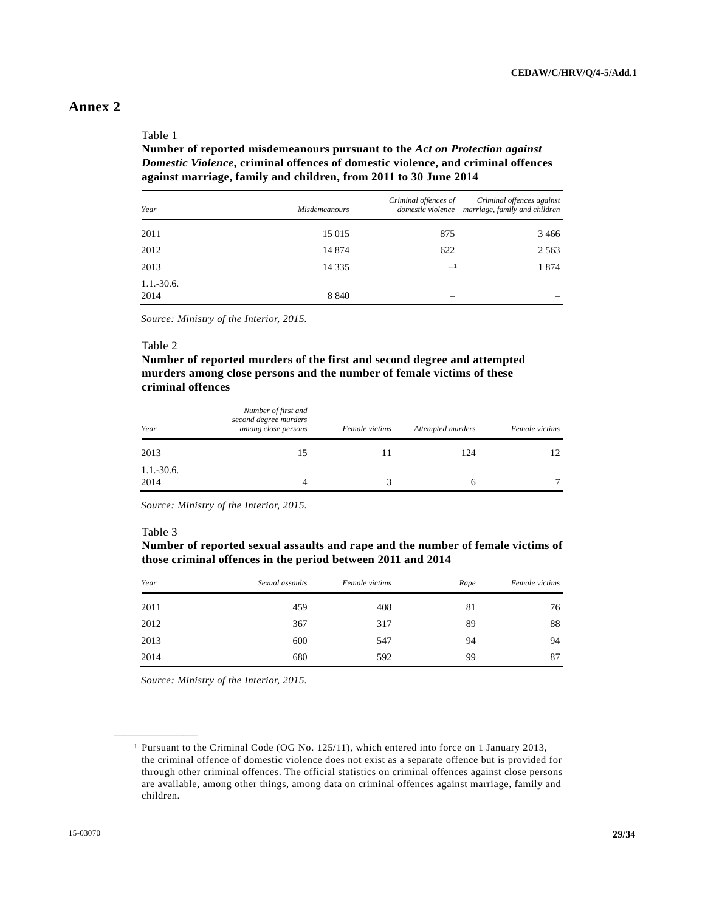# Annex 2

Table 1

**Number of reported misdemeanours pursuant to the *Act on Protection against Domestic Violence*, criminal offences of domestic violence, and criminal offences against marriage, family and children, from 2011 to 30 June 2014**

| *Year* | *Misdemeanours* | *Criminal offences of domestic violence* | *Criminal offences against marriage, family and children* |
|---|---|---|---|
| 2011 | 15 015 | 875 | 3 466 |
| 2012 | 14 874 | 622 | 2 563 |
| 2013 | 14 335 | –[1] | 1 874 |
| 1.1.-30.6. 2014 | 8 840 | – | – |

*Source: Ministry of the Interior, 2015.*

Table 2

**Number of reported murders of the first and second degree and attempted murders among close persons and the number of female victims of these criminal offences**

| *Year* | *Number of first and second degree murders among close persons* | *Female victims* | *Attempted murders* | *Female victims* |
|---|---|---|---|---|
| 2013 | 15 | 11 | 124 | 12 |
| 1.1.-30.6. 2014 | 4 | 3 | 6 | 7 |

*Source: Ministry of the Interior, 2015.*

Table 3

**Number of reported sexual assaults and rape and the number of female victims of those criminal offences in the period between 2011 and 2014**

| *Year* | *Sexual assaults* | *Female victims* | *Rape* | *Female victims* |
|---|---|---|---|---|
| 2011 | 459 | 408 | 81 | 76 |
| 2012 | 367 | 317 | 89 | 88 |
| 2013 | 600 | 547 | 94 | 94 |
| 2014 | 680 | 592 | 99 | 87 |

*Source: Ministry of the Interior, 2015.*

---

[1] Pursuant to the Criminal Code (OG No. 125/11), which entered into force on 1 January 2013, the criminal offence of domestic violence does not exist as a separate offence but is provided for through other criminal offences. The official statistics on criminal offences against close persons are available, among other things, among data on criminal offences against marriage, family and children.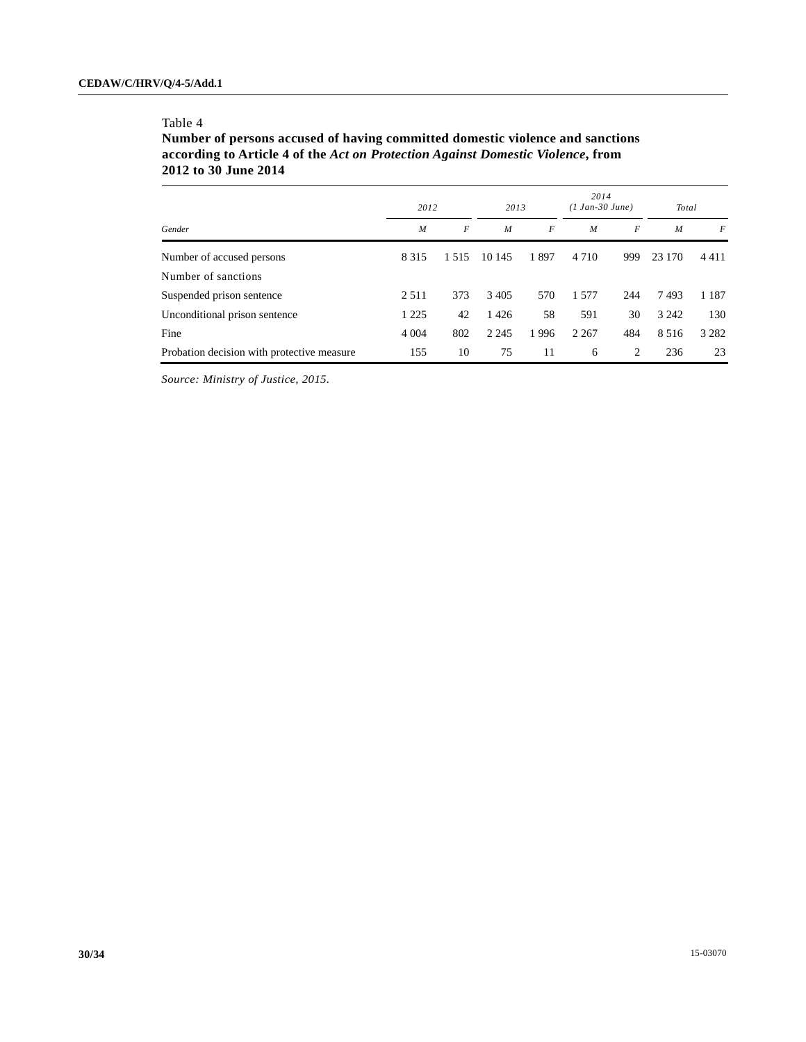Table 4

**Number of persons accused of having committed domestic violence and sanctions according to Article 4 of the *Act on Protection Against Domestic Violence*, from 2012 to 30 June 2014**

| | *2012* | | *2013* | | *2014 (1 Jan-30 June)* | | *Total* | |
|---|---|---|---|---|---|---|---|---|
| *Gender* | *M* | *F* | *M* | *F* | *M* | *F* | *M* | *F* |
| Number of accused persons | 8 315 | 1 515 | 10 145 | 1 897 | 4 710 | 999 | 23 170 | 4 411 |
| Number of sanctions | | | | | | | | |
| Suspended prison sentence | 2 511 | 373 | 3 405 | 570 | 1 577 | 244 | 7 493 | 1 187 |
| Unconditional prison sentence | 1 225 | 42 | 1 426 | 58 | 591 | 30 | 3 242 | 130 |
| Fine | 4 004 | 802 | 2 245 | 1 996 | 2 267 | 484 | 8 516 | 3 282 |
| Probation decision with protective measure | 155 | 10 | 75 | 11 | 6 | 2 | 236 | 23 |

*Source: Ministry of Justice, 2015.*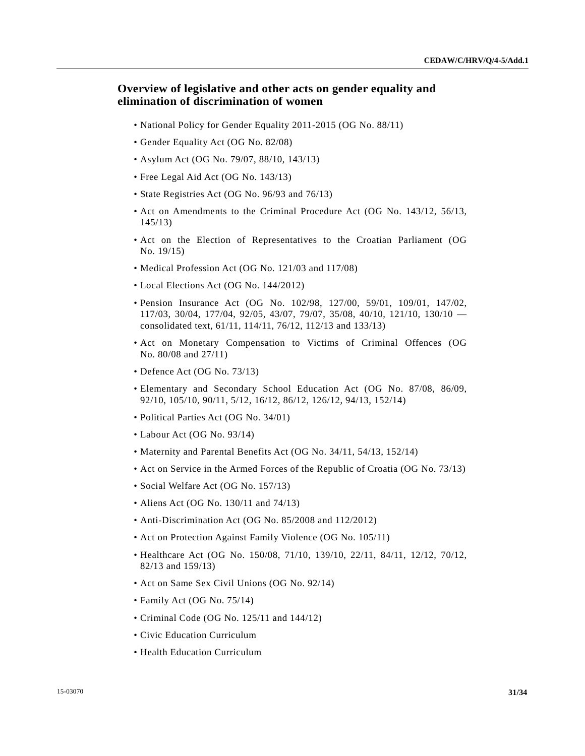## Overview of legislative and other acts on gender equality and elimination of discrimination of women

- National Policy for Gender Equality 2011-2015 (OG No. 88/11)
- Gender Equality Act (OG No. 82/08)
- Asylum Act (OG No. 79/07, 88/10, 143/13)
- Free Legal Aid Act (OG No. 143/13)
- State Registries Act (OG No. 96/93 and 76/13)
- Act on Amendments to the Criminal Procedure Act (OG No. 143/12, 56/13, 145/13)
- Act on the Election of Representatives to the Croatian Parliament (OG No. 19/15)
- Medical Profession Act (OG No. 121/03 and 117/08)
- Local Elections Act (OG No. 144/2012)
- Pension Insurance Act (OG No. 102/98, 127/00, 59/01, 109/01, 147/02, 117/03, 30/04, 177/04, 92/05, 43/07, 79/07, 35/08, 40/10, 121/10, 130/10 — consolidated text, 61/11, 114/11, 76/12, 112/13 and 133/13)
- Act on Monetary Compensation to Victims of Criminal Offences (OG No. 80/08 and 27/11)
- Defence Act (OG No. 73/13)
- Elementary and Secondary School Education Act (OG No. 87/08, 86/09, 92/10, 105/10, 90/11, 5/12, 16/12, 86/12, 126/12, 94/13, 152/14)
- Political Parties Act (OG No. 34/01)
- Labour Act (OG No. 93/14)
- Maternity and Parental Benefits Act (OG No. 34/11, 54/13, 152/14)
- Act on Service in the Armed Forces of the Republic of Croatia (OG No. 73/13)
- Social Welfare Act (OG No. 157/13)
- Aliens Act (OG No. 130/11 and 74/13)
- Anti-Discrimination Act (OG No. 85/2008 and 112/2012)
- Act on Protection Against Family Violence (OG No. 105/11)
- Healthcare Act (OG No. 150/08, 71/10, 139/10, 22/11, 84/11, 12/12, 70/12, 82/13 and 159/13)
- Act on Same Sex Civil Unions (OG No. 92/14)
- Family Act (OG No. 75/14)
- Criminal Code (OG No. 125/11 and 144/12)
- Civic Education Curriculum
- Health Education Curriculum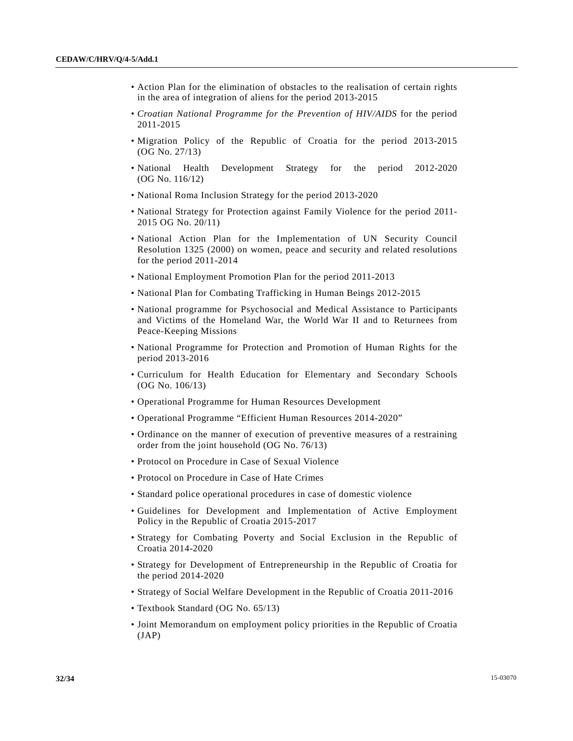- Action Plan for the elimination of obstacles to the realisation of certain rights in the area of integration of aliens for the period 2013-2015
- *Croatian National Programme for the Prevention of HIV/AIDS* for the period 2011-2015
- Migration Policy of the Republic of Croatia for the period 2013-2015 (OG No. 27/13)
- National Health Development Strategy for the period 2012-2020 (OG No. 116/12)
- National Roma Inclusion Strategy for the period 2013-2020
- National Strategy for Protection against Family Violence for the period 2011-2015 OG No. 20/11)
- National Action Plan for the Implementation of UN Security Council Resolution 1325 (2000) on women, peace and security and related resolutions for the period 2011-2014
- National Employment Promotion Plan for the period 2011-2013
- National Plan for Combating Trafficking in Human Beings 2012-2015
- National programme for Psychosocial and Medical Assistance to Participants and Victims of the Homeland War, the World War II and to Returnees from Peace-Keeping Missions
- National Programme for Protection and Promotion of Human Rights for the period 2013-2016
- Curriculum for Health Education for Elementary and Secondary Schools (OG No. 106/13)
- Operational Programme for Human Resources Development
- Operational Programme "Efficient Human Resources 2014-2020"
- Ordinance on the manner of execution of preventive measures of a restraining order from the joint household (OG No. 76/13)
- Protocol on Procedure in Case of Sexual Violence
- Protocol on Procedure in Case of Hate Crimes
- Standard police operational procedures in case of domestic violence
- Guidelines for Development and Implementation of Active Employment Policy in the Republic of Croatia 2015-2017
- Strategy for Combating Poverty and Social Exclusion in the Republic of Croatia 2014-2020
- Strategy for Development of Entrepreneurship in the Republic of Croatia for the period 2014-2020
- Strategy of Social Welfare Development in the Republic of Croatia 2011-2016
- Textbook Standard (OG No. 65/13)
- Joint Memorandum on employment policy priorities in the Republic of Croatia (JAP)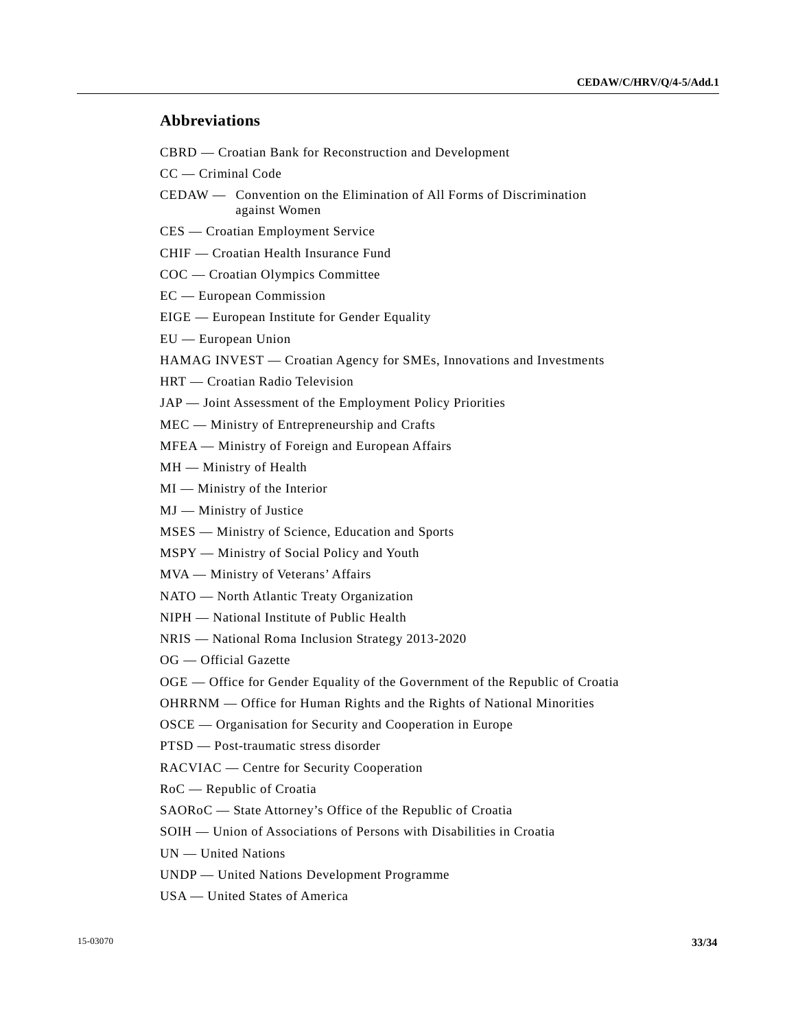## Abbreviations

CBRD — Croatian Bank for Reconstruction and Development

CC — Criminal Code

CEDAW — Convention on the Elimination of All Forms of Discrimination against Women

CES — Croatian Employment Service

CHIF — Croatian Health Insurance Fund

COC — Croatian Olympics Committee

EC — European Commission

EIGE — European Institute for Gender Equality

EU — European Union

HAMAG INVEST — Croatian Agency for SMEs, Innovations and Investments

HRT — Croatian Radio Television

JAP — Joint Assessment of the Employment Policy Priorities

MEC — Ministry of Entrepreneurship and Crafts

MFEA — Ministry of Foreign and European Affairs

MH — Ministry of Health

MI — Ministry of the Interior

MJ — Ministry of Justice

MSES — Ministry of Science, Education and Sports

MSPY — Ministry of Social Policy and Youth

MVA — Ministry of Veterans' Affairs

NATO — North Atlantic Treaty Organization

NIPH — National Institute of Public Health

NRIS — National Roma Inclusion Strategy 2013-2020

OG — Official Gazette

OGE — Office for Gender Equality of the Government of the Republic of Croatia

OHRRNM — Office for Human Rights and the Rights of National Minorities

OSCE — Organisation for Security and Cooperation in Europe

PTSD — Post-traumatic stress disorder

RACVIAC — Centre for Security Cooperation

RoC — Republic of Croatia

SAORoC — State Attorney's Office of the Republic of Croatia

SOIH — Union of Associations of Persons with Disabilities in Croatia

UN — United Nations

UNDP — United Nations Development Programme

USA — United States of America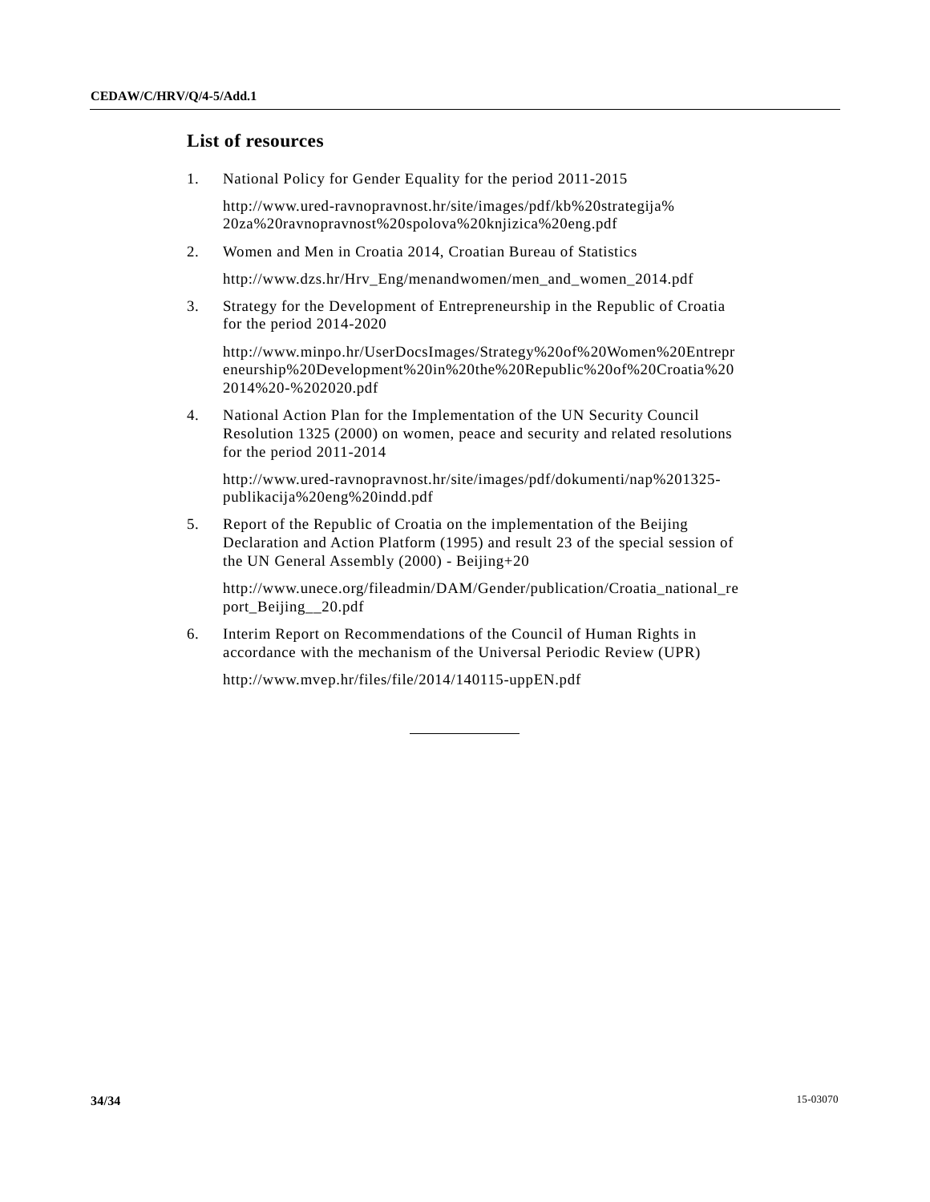## List of resources

1. National Policy for Gender Equality for the period 2011-2015

   http://www.ured-ravnopravnost.hr/site/images/pdf/kb%20strategija%20za%20ravnopravnost%20spolova%20knjizica%20eng.pdf

2. Women and Men in Croatia 2014, Croatian Bureau of Statistics

   http://www.dzs.hr/Hrv_Eng/menandwomen/men_and_women_2014.pdf

3. Strategy for the Development of Entrepreneurship in the Republic of Croatia for the period 2014-2020

   http://www.minpo.hr/UserDocsImages/Strategy%20of%20Women%20Entrepreneurship%20Development%20in%20the%20Republic%20of%20Croatia%202014%20-%202020.pdf

4. National Action Plan for the Implementation of the UN Security Council Resolution 1325 (2000) on women, peace and security and related resolutions for the period 2011-2014

   http://www.ured-ravnopravnost.hr/site/images/pdf/dokumenti/nap%201325-publikacija%20eng%20indd.pdf

5. Report of the Republic of Croatia on the implementation of the Beijing Declaration and Action Platform (1995) and result 23 of the special session of the UN General Assembly (2000) - Beijing+20

   http://www.unece.org/fileadmin/DAM/Gender/publication/Croatia_national_report_Beijing__20.pdf

6. Interim Report on Recommendations of the Council of Human Rights in accordance with the mechanism of the Universal Periodic Review (UPR)

   http://www.mvep.hr/files/file/2014/140115-uppEN.pdf